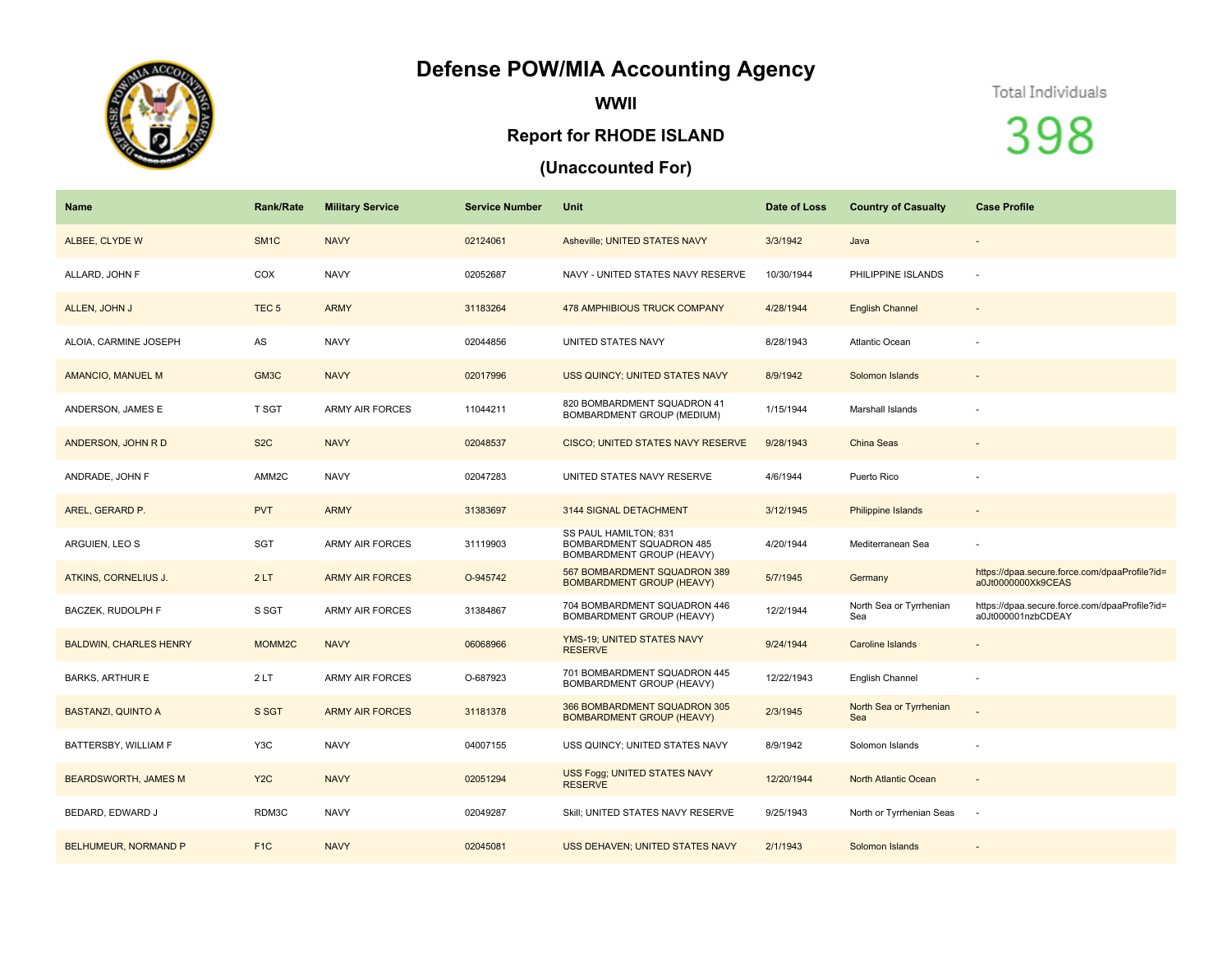# Defense POW/MIA Accounting Agency

## WWII

### Report for RHODE ISLAND

### (Unaccounted For)

Total Individuals

398

| Name | Rank/Rate | Military Service | Service Number | Unit | Date of Loss | Country of Casualty | Case Profile |
|---|---|---|---|---|---|---|---|
| ALBEE, CLYDE W | SM1C | NAVY | 02124061 | Asheville; UNITED STATES NAVY | 3/3/1942 | Java | - |
| ALLARD, JOHN F | COX | NAVY | 02052687 | NAVY - UNITED STATES NAVY RESERVE | 10/30/1944 | PHILIPPINE ISLANDS | - |
| ALLEN, JOHN J | TEC 5 | ARMY | 31183264 | 478 AMPHIBIOUS TRUCK COMPANY | 4/28/1944 | English Channel | - |
| ALOIA, CARMINE JOSEPH | AS | NAVY | 02044856 | UNITED STATES NAVY | 8/28/1943 | Atlantic Ocean | - |
| AMANCIO, MANUEL M | GM3C | NAVY | 02017996 | USS QUINCY; UNITED STATES NAVY | 8/9/1942 | Solomon Islands | - |
| ANDERSON, JAMES E | T SGT | ARMY AIR FORCES | 11044211 | 820 BOMBARDMENT SQUADRON 41 BOMBARDMENT GROUP (MEDIUM) | 1/15/1944 | Marshall Islands | - |
| ANDERSON, JOHN R D | S2C | NAVY | 02048537 | CISCO; UNITED STATES NAVY RESERVE | 9/28/1943 | China Seas | - |
| ANDRADE, JOHN F | AMM2C | NAVY | 02047283 | UNITED STATES NAVY RESERVE | 4/6/1944 | Puerto Rico | - |
| AREL, GERARD P. | PVT | ARMY | 31383697 | 3144 SIGNAL DETACHMENT | 3/12/1945 | Philippine Islands | - |
| ARGUIEN, LEO S | SGT | ARMY AIR FORCES | 31119903 | SS PAUL HAMILTON; 831 BOMBARDMENT SQUADRON 485 BOMBARDMENT GROUP (HEAVY) | 4/20/1944 | Mediterranean Sea | - |
| ATKINS, CORNELIUS J. | 2 LT | ARMY AIR FORCES | O-945742 | 567 BOMBARDMENT SQUADRON 389 BOMBARDMENT GROUP (HEAVY) | 5/7/1945 | Germany | https://dpaa.secure.force.com/dpaaProfile?id=a0Jt0000000Xk9CEAS |
| BACZEK, RUDOLPH F | S SGT | ARMY AIR FORCES | 31384867 | 704 BOMBARDMENT SQUADRON 446 BOMBARDMENT GROUP (HEAVY) | 12/2/1944 | North Sea or Tyrrhenian Sea | https://dpaa.secure.force.com/dpaaProfile?id=a0Jt000001nzbCDEAY |
| BALDWIN, CHARLES HENRY | MOMM2C | NAVY | 06068966 | YMS-19; UNITED STATES NAVY RESERVE | 9/24/1944 | Caroline Islands | - |
| BARKS, ARTHUR E | 2 LT | ARMY AIR FORCES | O-687923 | 701 BOMBARDMENT SQUADRON 445 BOMBARDMENT GROUP (HEAVY) | 12/22/1943 | English Channel | - |
| BASTANZI, QUINTO A | S SGT | ARMY AIR FORCES | 31181378 | 366 BOMBARDMENT SQUADRON 305 BOMBARDMENT GROUP (HEAVY) | 2/3/1945 | North Sea or Tyrrhenian Sea | - |
| BATTERSBY, WILLIAM F | Y3C | NAVY | 04007155 | USS QUINCY; UNITED STATES NAVY | 8/9/1942 | Solomon Islands | - |
| BEARDSWORTH, JAMES M | Y2C | NAVY | 02051294 | USS Fogg; UNITED STATES NAVY RESERVE | 12/20/1944 | North Atlantic Ocean | - |
| BEDARD, EDWARD J | RDM3C | NAVY | 02049287 | Skill; UNITED STATES NAVY RESERVE | 9/25/1943 | North or Tyrrhenian Seas | - |
| BELHUMEUR, NORMAND P | F1C | NAVY | 02045081 | USS DEHAVEN; UNITED STATES NAVY | 2/1/1943 | Solomon Islands | - |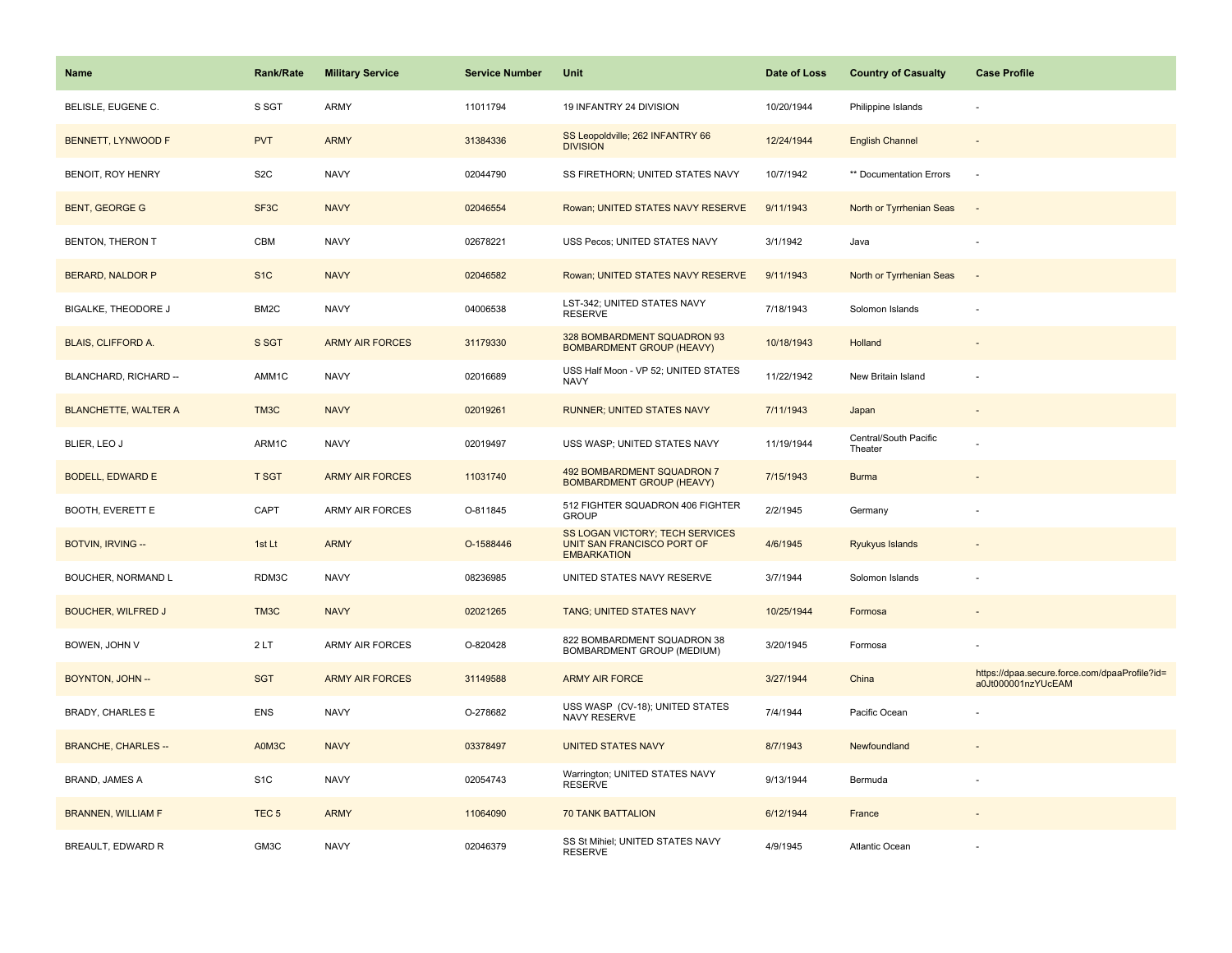| Name | Rank/Rate | Military Service | Service Number | Unit | Date of Loss | Country of Casualty | Case Profile |
|---|---|---|---|---|---|---|---|
| BELISLE, EUGENE C. | S SGT | ARMY | 11011794 | 19 INFANTRY 24 DIVISION | 10/20/1944 | Philippine Islands | - |
| BENNETT, LYNWOOD F | PVT | ARMY | 31384336 | SS Leopoldville; 262 INFANTRY 66 DIVISION | 12/24/1944 | English Channel | - |
| BENOIT, ROY HENRY | S2C | NAVY | 02044790 | SS FIRETHORN; UNITED STATES NAVY | 10/7/1942 | ** Documentation Errors | - |
| BENT, GEORGE G | SF3C | NAVY | 02046554 | Rowan; UNITED STATES NAVY RESERVE | 9/11/1943 | North or Tyrrhenian Seas | - |
| BENTON, THERON T | CBM | NAVY | 02678221 | USS Pecos; UNITED STATES NAVY | 3/1/1942 | Java | - |
| BERARD, NALDOR P | S1C | NAVY | 02046582 | Rowan; UNITED STATES NAVY RESERVE | 9/11/1943 | North or Tyrrhenian Seas | - |
| BIGALKE, THEODORE J | BM2C | NAVY | 04006538 | LST-342; UNITED STATES NAVY RESERVE | 7/18/1943 | Solomon Islands | - |
| BLAIS, CLIFFORD A. | S SGT | ARMY AIR FORCES | 31179330 | 328 BOMBARDMENT SQUADRON 93 BOMBARDMENT GROUP (HEAVY) | 10/18/1943 | Holland | - |
| BLANCHARD, RICHARD -- | AMM1C | NAVY | 02016689 | USS Half Moon - VP 52; UNITED STATES NAVY | 11/22/1942 | New Britain Island | - |
| BLANCHETTE, WALTER A | TM3C | NAVY | 02019261 | RUNNER; UNITED STATES NAVY | 7/11/1943 | Japan | - |
| BLIER, LEO J | ARM1C | NAVY | 02019497 | USS WASP; UNITED STATES NAVY | 11/19/1944 | Central/South Pacific Theater | - |
| BODELL, EDWARD E | T SGT | ARMY AIR FORCES | 11031740 | 492 BOMBARDMENT SQUADRON 7 BOMBARDMENT GROUP (HEAVY) | 7/15/1943 | Burma | - |
| BOOTH, EVERETT E | CAPT | ARMY AIR FORCES | O-811845 | 512 FIGHTER SQUADRON 406 FIGHTER GROUP | 2/2/1945 | Germany | - |
| BOTVIN, IRVING -- | 1st Lt | ARMY | O-1588446 | SS LOGAN VICTORY; TECH SERVICES UNIT SAN FRANCISCO PORT OF EMBARKATION | 4/6/1945 | Ryukyus Islands | - |
| BOUCHER, NORMAND L | RDM3C | NAVY | 08236985 | UNITED STATES NAVY RESERVE | 3/7/1944 | Solomon Islands | - |
| BOUCHER, WILFRED J | TM3C | NAVY | 02021265 | TANG; UNITED STATES NAVY | 10/25/1944 | Formosa | - |
| BOWEN, JOHN V | 2 LT | ARMY AIR FORCES | O-820428 | 822 BOMBARDMENT SQUADRON 38 BOMBARDMENT GROUP (MEDIUM) | 3/20/1945 | Formosa | - |
| BOYNTON, JOHN -- | SGT | ARMY AIR FORCES | 31149588 | ARMY AIR FORCE | 3/27/1944 | China | https://dpaa.secure.force.com/dpaaProfile?id=a0Jt000001nzYUcEAM |
| BRADY, CHARLES E | ENS | NAVY | O-278682 | USS WASP (CV-18); UNITED STATES NAVY RESERVE | 7/4/1944 | Pacific Ocean | - |
| BRANCHE, CHARLES -- | A0M3C | NAVY | 03378497 | UNITED STATES NAVY | 8/7/1943 | Newfoundland | - |
| BRAND, JAMES A | S1C | NAVY | 02054743 | Warrington; UNITED STATES NAVY RESERVE | 9/13/1944 | Bermuda | - |
| BRANNEN, WILLIAM F | TEC 5 | ARMY | 11064090 | 70 TANK BATTALION | 6/12/1944 | France | - |
| BREAULT, EDWARD R | GM3C | NAVY | 02046379 | SS St Mihiel; UNITED STATES NAVY RESERVE | 4/9/1945 | Atlantic Ocean | - |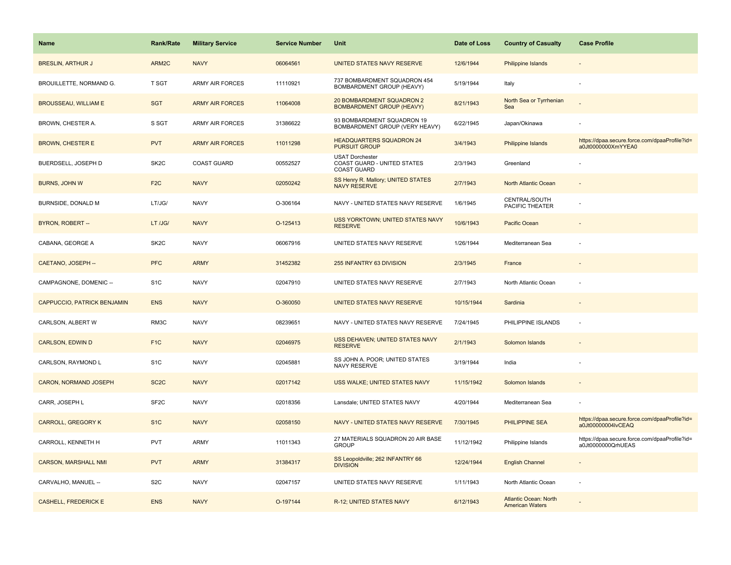| Name | Rank/Rate | Military Service | Service Number | Unit | Date of Loss | Country of Casualty | Case Profile |
|---|---|---|---|---|---|---|---|
| BRESLIN, ARTHUR J | ARM2C | NAVY | 06064561 | UNITED STATES NAVY RESERVE | 12/6/1944 | Philippine Islands | - |
| BROUILLETTE, NORMAND G. | T SGT | ARMY AIR FORCES | 11110921 | 737 BOMBARDMENT SQUADRON 454 BOMBARDMENT GROUP (HEAVY) | 5/19/1944 | Italy | - |
| BROUSSEAU, WILLIAM E | SGT | ARMY AIR FORCES | 11064008 | 20 BOMBARDMENT SQUADRON 2 BOMBARDMENT GROUP (HEAVY) | 8/21/1943 | North Sea or Tyrrhenian Sea | - |
| BROWN, CHESTER A. | S SGT | ARMY AIR FORCES | 31386622 | 93 BOMBARDMENT SQUADRON 19 BOMBARDMENT GROUP (VERY HEAVY) | 6/22/1945 | Japan/Okinawa | - |
| BROWN, CHESTER E | PVT | ARMY AIR FORCES | 11011298 | HEADQUARTERS SQUADRON 24 PURSUIT GROUP | 3/4/1943 | Philippine Islands | https://dpaa.secure.force.com/dpaaProfile?id=a0Jt0000000XmYYEA0 |
| BUERDSELL, JOSEPH D | SK2C | COAST GUARD | 00552527 | USAT Dorchester COAST GUARD - UNITED STATES COAST GUARD | 2/3/1943 | Greenland | - |
| BURNS, JOHN W | F2C | NAVY | 02050242 | SS Henry R. Mallory; UNITED STATES NAVY RESERVE | 2/7/1943 | North Atlantic Ocean | - |
| BURNSIDE, DONALD M | LT/JG/ | NAVY | O-306164 | NAVY - UNITED STATES NAVY RESERVE | 1/6/1945 | CENTRAL/SOUTH PACIFIC THEATER | - |
| BYRON, ROBERT -- | LT /JG/ | NAVY | O-125413 | USS YORKTOWN; UNITED STATES NAVY RESERVE | 10/6/1943 | Pacific Ocean | - |
| CABANA, GEORGE A | SK2C | NAVY | 06067916 | UNITED STATES NAVY RESERVE | 1/26/1944 | Mediterranean Sea | - |
| CAETANO, JOSEPH -- | PFC | ARMY | 31452382 | 255 INFANTRY 63 DIVISION | 2/3/1945 | France | - |
| CAMPAGNONE, DOMENIC -- | S1C | NAVY | 02047910 | UNITED STATES NAVY RESERVE | 2/7/1943 | North Atlantic Ocean | - |
| CAPPUCCIO, PATRICK BENJAMIN | ENS | NAVY | O-360050 | UNITED STATES NAVY RESERVE | 10/15/1944 | Sardinia | - |
| CARLSON, ALBERT W | RM3C | NAVY | 08239651 | NAVY - UNITED STATES NAVY RESERVE | 7/24/1945 | PHILIPPINE ISLANDS | - |
| CARLSON, EDWIN D | F1C | NAVY | 02046975 | USS DEHAVEN; UNITED STATES NAVY RESERVE | 2/1/1943 | Solomon Islands | - |
| CARLSON, RAYMOND L | S1C | NAVY | 02045881 | SS JOHN A. POOR; UNITED STATES NAVY RESERVE | 3/19/1944 | India | - |
| CARON, NORMAND JOSEPH | SC2C | NAVY | 02017142 | USS WALKE; UNITED STATES NAVY | 11/15/1942 | Solomon Islands | - |
| CARR, JOSEPH L | SF2C | NAVY | 02018356 | Lansdale; UNITED STATES NAVY | 4/20/1944 | Mediterranean Sea | - |
| CARROLL, GREGORY K | S1C | NAVY | 02058150 | NAVY - UNITED STATES NAVY RESERVE | 7/30/1945 | PHILIPPINE SEA | https://dpaa.secure.force.com/dpaaProfile?id=a0Jt00000004lvCEAQ |
| CARROLL, KENNETH H | PVT | ARMY | 11011343 | 27 MATERIALS SQUADRON 20 AIR BASE GROUP | 11/12/1942 | Philippine Islands | https://dpaa.secure.force.com/dpaaProfile?id=a0Jt0000000QrhUEAS |
| CARSON, MARSHALL NMI | PVT | ARMY | 31384317 | SS Leopoldville; 262 INFANTRY 66 DIVISION | 12/24/1944 | English Channel | - |
| CARVALHO, MANUEL -- | S2C | NAVY | 02047157 | UNITED STATES NAVY RESERVE | 1/11/1943 | North Atlantic Ocean | - |
| CASHELL, FREDERICK E | ENS | NAVY | O-197144 | R-12; UNITED STATES NAVY | 6/12/1943 | Atlantic Ocean: North American Waters | - |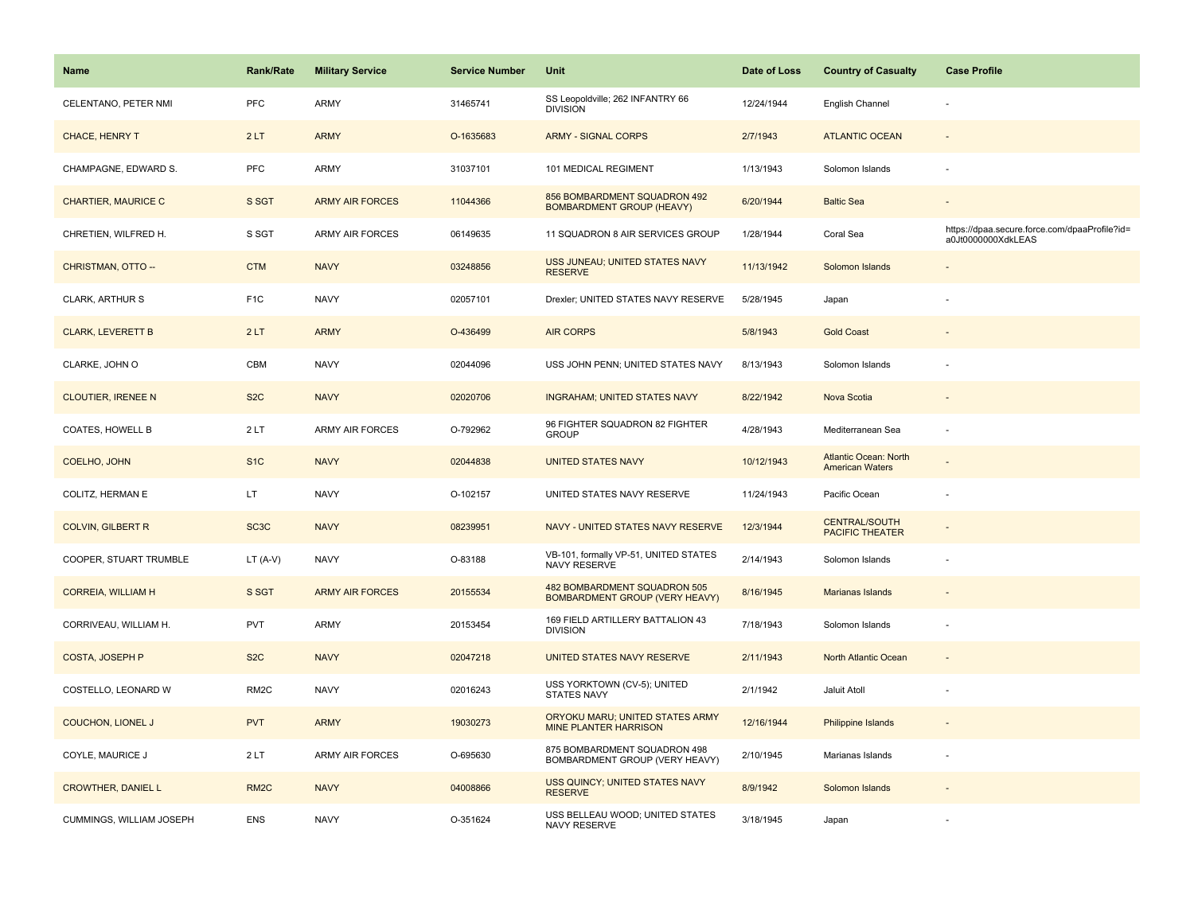| Name | Rank/Rate | Military Service | Service Number | Unit | Date of Loss | Country of Casualty | Case Profile |
| --- | --- | --- | --- | --- | --- | --- | --- |
| CELENTANO, PETER NMI | PFC | ARMY | 31465741 | SS Leopoldville; 262 INFANTRY 66 DIVISION | 12/24/1944 | English Channel | - |
| CHACE, HENRY T | 2 LT | ARMY | O-1635683 | ARMY - SIGNAL CORPS | 2/7/1943 | ATLANTIC OCEAN | - |
| CHAMPAGNE, EDWARD S. | PFC | ARMY | 31037101 | 101 MEDICAL REGIMENT | 1/13/1943 | Solomon Islands | - |
| CHARTIER, MAURICE C | S SGT | ARMY AIR FORCES | 11044366 | 856 BOMBARDMENT SQUADRON 492 BOMBARDMENT GROUP (HEAVY) | 6/20/1944 | Baltic Sea | - |
| CHRETIEN, WILFRED H. | S SGT | ARMY AIR FORCES | 06149635 | 11 SQUADRON 8 AIR SERVICES GROUP | 1/28/1944 | Coral Sea | https://dpaa.secure.force.com/dpaaProfile?id=a0Jt0000000XdkLEAS |
| CHRISTMAN, OTTO -- | CTM | NAVY | 03248856 | USS JUNEAU; UNITED STATES NAVY RESERVE | 11/13/1942 | Solomon Islands | - |
| CLARK, ARTHUR S | F1C | NAVY | 02057101 | Drexler; UNITED STATES NAVY RESERVE | 5/28/1945 | Japan | - |
| CLARK, LEVERETT B | 2 LT | ARMY | O-436499 | AIR CORPS | 5/8/1943 | Gold Coast | - |
| CLARKE, JOHN O | CBM | NAVY | 02044096 | USS JOHN PENN; UNITED STATES NAVY | 8/13/1943 | Solomon Islands | - |
| CLOUTIER, IRENEE N | S2C | NAVY | 02020706 | INGRAHAM; UNITED STATES NAVY | 8/22/1942 | Nova Scotia | - |
| COATES, HOWELL B | 2 LT | ARMY AIR FORCES | O-792962 | 96 FIGHTER SQUADRON 82 FIGHTER GROUP | 4/28/1943 | Mediterranean Sea | - |
| COELHO, JOHN | S1C | NAVY | 02044838 | UNITED STATES NAVY | 10/12/1943 | Atlantic Ocean: North American Waters | - |
| COLITZ, HERMAN E | LT | NAVY | O-102157 | UNITED STATES NAVY RESERVE | 11/24/1943 | Pacific Ocean | - |
| COLVIN, GILBERT R | SC3C | NAVY | 08239951 | NAVY - UNITED STATES NAVY RESERVE | 12/3/1944 | CENTRAL/SOUTH PACIFIC THEATER | - |
| COOPER, STUART TRUMBLE | LT (A-V) | NAVY | O-83188 | VB-101, formally VP-51, UNITED STATES NAVY RESERVE | 2/14/1943 | Solomon Islands | - |
| CORREIA, WILLIAM H | S SGT | ARMY AIR FORCES | 20155534 | 482 BOMBARDMENT SQUADRON 505 BOMBARDMENT GROUP (VERY HEAVY) | 8/16/1945 | Marianas Islands | - |
| CORRIVEAU, WILLIAM H. | PVT | ARMY | 20153454 | 169 FIELD ARTILLERY BATTALION 43 DIVISION | 7/18/1943 | Solomon Islands | - |
| COSTA, JOSEPH P | S2C | NAVY | 02047218 | UNITED STATES NAVY RESERVE | 2/11/1943 | North Atlantic Ocean | - |
| COSTELLO, LEONARD W | RM2C | NAVY | 02016243 | USS YORKTOWN (CV-5); UNITED STATES NAVY | 2/1/1942 | Jaluit Atoll | - |
| COUCHON, LIONEL J | PVT | ARMY | 19030273 | ORYOKU MARU; UNITED STATES ARMY MINE PLANTER HARRISON | 12/16/1944 | Philippine Islands | - |
| COYLE, MAURICE J | 2 LT | ARMY AIR FORCES | O-695630 | 875 BOMBARDMENT SQUADRON 498 BOMBARDMENT GROUP (VERY HEAVY) | 2/10/1945 | Marianas Islands | - |
| CROWTHER, DANIEL L | RM2C | NAVY | 04008866 | USS QUINCY; UNITED STATES NAVY RESERVE | 8/9/1942 | Solomon Islands | - |
| CUMMINGS, WILLIAM JOSEPH | ENS | NAVY | O-351624 | USS BELLEAU WOOD; UNITED STATES NAVY RESERVE | 3/18/1945 | Japan | - |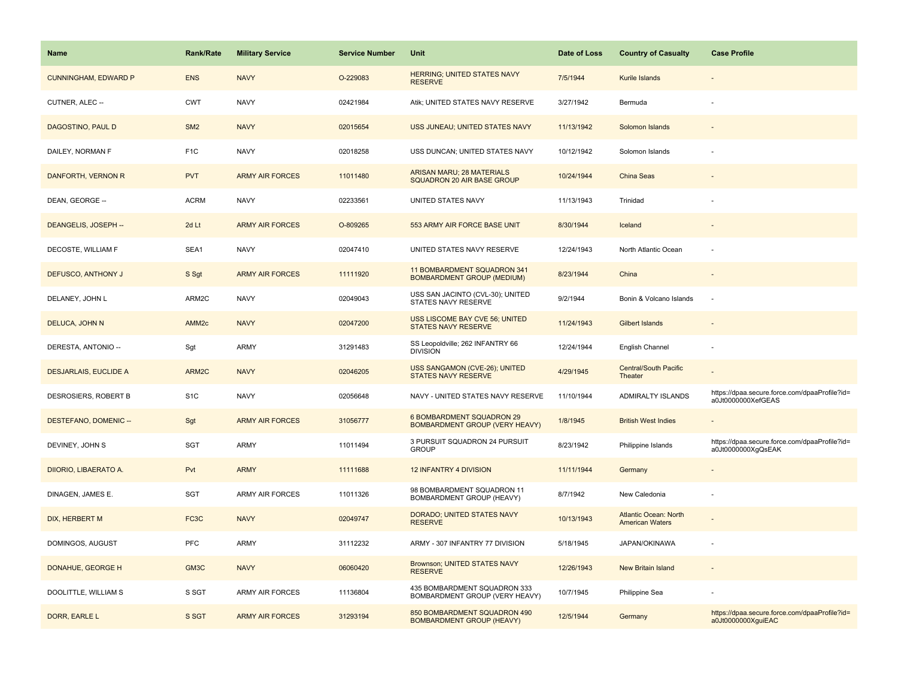| Name | Rank/Rate | Military Service | Service Number | Unit | Date of Loss | Country of Casualty | Case Profile |
| --- | --- | --- | --- | --- | --- | --- | --- |
| CUNNINGHAM, EDWARD P | ENS | NAVY | O-229083 | HERRING; UNITED STATES NAVY RESERVE | 7/5/1944 | Kurile Islands | - |
| CUTNER, ALEC -- | CWT | NAVY | 02421984 | Atik; UNITED STATES NAVY RESERVE | 3/27/1942 | Bermuda | - |
| DAGOSTINO, PAUL D | SM2 | NAVY | 02015654 | USS JUNEAU; UNITED STATES NAVY | 11/13/1942 | Solomon Islands | - |
| DAILEY, NORMAN F | F1C | NAVY | 02018258 | USS DUNCAN; UNITED STATES NAVY | 10/12/1942 | Solomon Islands | - |
| DANFORTH, VERNON R | PVT | ARMY AIR FORCES | 11011480 | ARISAN MARU; 28 MATERIALS SQUADRON 20 AIR BASE GROUP | 10/24/1944 | China Seas | - |
| DEAN, GEORGE -- | ACRM | NAVY | 02233561 | UNITED STATES NAVY | 11/13/1943 | Trinidad | - |
| DEANGELIS, JOSEPH -- | 2d Lt | ARMY AIR FORCES | O-809265 | 553 ARMY AIR FORCE BASE UNIT | 8/30/1944 | Iceland | - |
| DECOSTE, WILLIAM F | SEA1 | NAVY | 02047410 | UNITED STATES NAVY RESERVE | 12/24/1943 | North Atlantic Ocean | - |
| DEFUSCO, ANTHONY J | S Sgt | ARMY AIR FORCES | 11111920 | 11 BOMBARDMENT SQUADRON 341 BOMBARDMENT GROUP (MEDIUM) | 8/23/1944 | China | - |
| DELANEY, JOHN L | ARM2C | NAVY | 02049043 | USS SAN JACINTO (CVL-30); UNITED STATES NAVY RESERVE | 9/2/1944 | Bonin & Volcano Islands | - |
| DELUCA, JOHN N | AMM2c | NAVY | 02047200 | USS LISCOME BAY CVE 56; UNITED STATES NAVY RESERVE | 11/24/1943 | Gilbert Islands | - |
| DERESTA, ANTONIO -- | Sgt | ARMY | 31291483 | SS Leopoldville; 262 INFANTRY 66 DIVISION | 12/24/1944 | English Channel | - |
| DESJARLAIS, EUCLIDE A | ARM2C | NAVY | 02046205 | USS SANGAMON (CVE-26); UNITED STATES NAVY RESERVE | 4/29/1945 | Central/South Pacific Theater | - |
| DESROSIERS, ROBERT B | S1C | NAVY | 02056648 | NAVY - UNITED STATES NAVY RESERVE | 11/10/1944 | ADMIRALTY ISLANDS | https://dpaa.secure.force.com/dpaaProfile?id=a0Jt0000000XefGEAS |
| DESTEFANO, DOMENIC -- | Sgt | ARMY AIR FORCES | 31056777 | 6 BOMBARDMENT SQUADRON 29 BOMBARDMENT GROUP (VERY HEAVY) | 1/8/1945 | British West Indies | - |
| DEVINEY, JOHN S | SGT | ARMY | 11011494 | 3 PURSUIT SQUADRON 24 PURSUIT GROUP | 8/23/1942 | Philippine Islands | https://dpaa.secure.force.com/dpaaProfile?id=a0Jt0000000XgQsEAK |
| DIIORIO, LIBAERATO A. | Pvt | ARMY | 11111688 | 12 INFANTRY 4 DIVISION | 11/11/1944 | Germany | - |
| DINAGEN, JAMES E. | SGT | ARMY AIR FORCES | 11011326 | 98 BOMBARDMENT SQUADRON 11 BOMBARDMENT GROUP (HEAVY) | 8/7/1942 | New Caledonia | - |
| DIX, HERBERT M | FC3C | NAVY | 02049747 | DORADO; UNITED STATES NAVY RESERVE | 10/13/1943 | Atlantic Ocean: North American Waters | - |
| DOMINGOS, AUGUST | PFC | ARMY | 31112232 | ARMY - 307 INFANTRY 77 DIVISION | 5/18/1945 | JAPAN/OKINAWA | - |
| DONAHUE, GEORGE H | GM3C | NAVY | 06060420 | Brownson; UNITED STATES NAVY RESERVE | 12/26/1943 | New Britain Island | - |
| DOOLITTLE, WILLIAM S | S SGT | ARMY AIR FORCES | 11136804 | 435 BOMBARDMENT SQUADRON 333 BOMBARDMENT GROUP (VERY HEAVY) | 10/7/1945 | Philippine Sea | - |
| DORR, EARLE L | S SGT | ARMY AIR FORCES | 31293194 | 850 BOMBARDMENT SQUADRON 490 BOMBARDMENT GROUP (HEAVY) | 12/5/1944 | Germany | https://dpaa.secure.force.com/dpaaProfile?id=a0Jt0000000XguiEAC |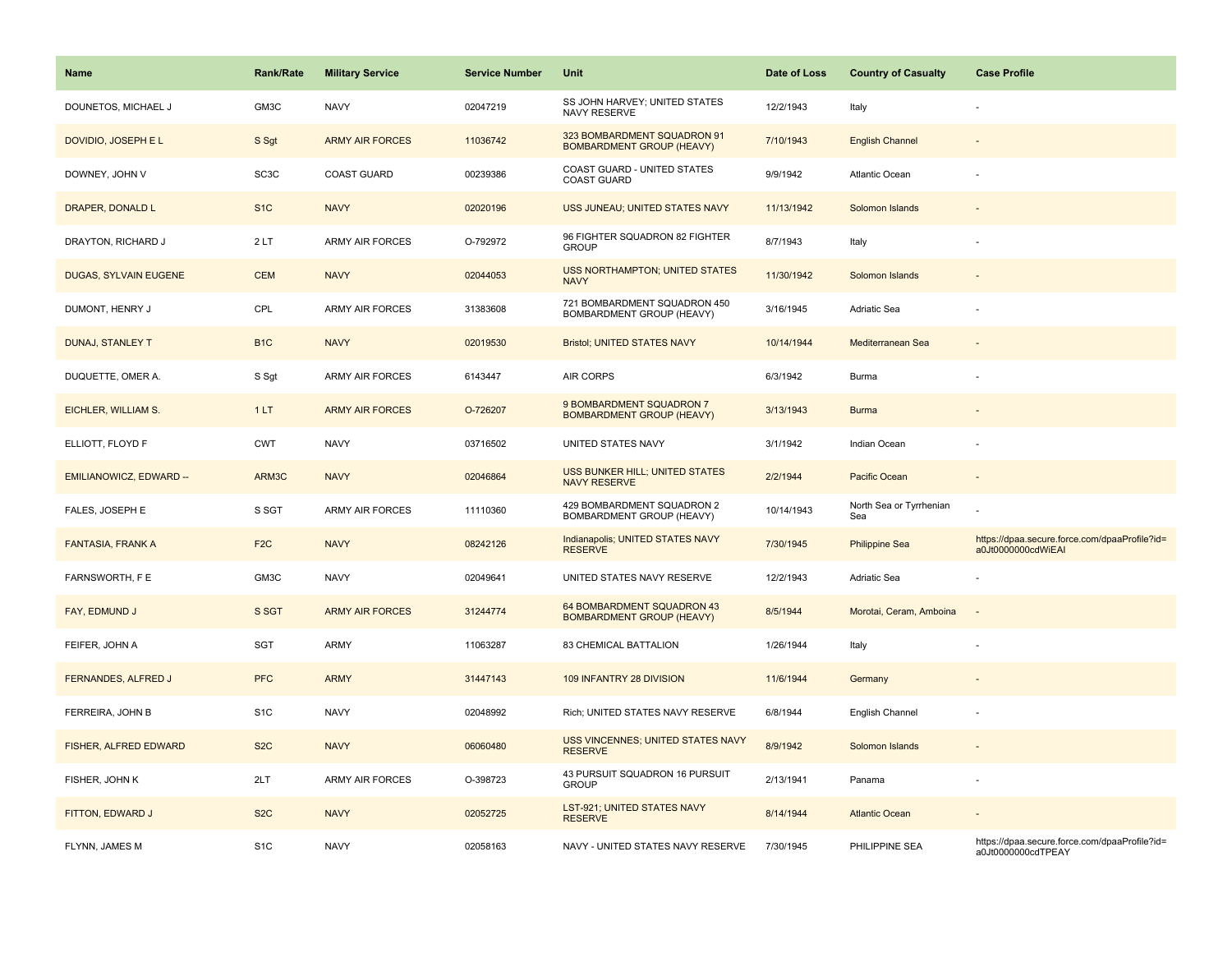| Name | Rank/Rate | Military Service | Service Number | Unit | Date of Loss | Country of Casualty | Case Profile |
| --- | --- | --- | --- | --- | --- | --- | --- |
| DOUNETOS, MICHAEL J | GM3C | NAVY | 02047219 | SS JOHN HARVEY; UNITED STATES NAVY RESERVE | 12/2/1943 | Italy | - |
| DOVIDIO, JOSEPH E L | S Sgt | ARMY AIR FORCES | 11036742 | 323 BOMBARDMENT SQUADRON 91 BOMBARDMENT GROUP (HEAVY) | 7/10/1943 | English Channel | - |
| DOWNEY, JOHN V | SC3C | COAST GUARD | 00239386 | COAST GUARD - UNITED STATES COAST GUARD | 9/9/1942 | Atlantic Ocean | - |
| DRAPER, DONALD L | S1C | NAVY | 02020196 | USS JUNEAU; UNITED STATES NAVY | 11/13/1942 | Solomon Islands | - |
| DRAYTON, RICHARD J | 2 LT | ARMY AIR FORCES | O-792972 | 96 FIGHTER SQUADRON 82 FIGHTER GROUP | 8/7/1943 | Italy | - |
| DUGAS, SYLVAIN EUGENE | CEM | NAVY | 02044053 | USS NORTHAMPTON; UNITED STATES NAVY | 11/30/1942 | Solomon Islands | - |
| DUMONT, HENRY J | CPL | ARMY AIR FORCES | 31383608 | 721 BOMBARDMENT SQUADRON 450 BOMBARDMENT GROUP (HEAVY) | 3/16/1945 | Adriatic Sea | - |
| DUNAJ, STANLEY T | B1C | NAVY | 02019530 | Bristol; UNITED STATES NAVY | 10/14/1944 | Mediterranean Sea | - |
| DUQUETTE, OMER A. | S Sgt | ARMY AIR FORCES | 6143447 | AIR CORPS | 6/3/1942 | Burma | - |
| EICHLER, WILLIAM S. | 1 LT | ARMY AIR FORCES | O-726207 | 9 BOMBARDMENT SQUADRON 7 BOMBARDMENT GROUP (HEAVY) | 3/13/1943 | Burma | - |
| ELLIOTT, FLOYD F | CWT | NAVY | 03716502 | UNITED STATES NAVY | 3/1/1942 | Indian Ocean | - |
| EMILIANOWICZ, EDWARD -- | ARM3C | NAVY | 02046864 | USS BUNKER HILL; UNITED STATES NAVY RESERVE | 2/2/1944 | Pacific Ocean | - |
| FALES, JOSEPH E | S SGT | ARMY AIR FORCES | 11110360 | 429 BOMBARDMENT SQUADRON 2 BOMBARDMENT GROUP (HEAVY) | 10/14/1943 | North Sea or Tyrrhenian Sea | - |
| FANTASIA, FRANK A | F2C | NAVY | 08242126 | Indianapolis; UNITED STATES NAVY RESERVE | 7/30/1945 | Philippine Sea | https://dpaa.secure.force.com/dpaaProfile?id=a0Jt0000000cdWiEAI |
| FARNSWORTH, F E | GM3C | NAVY | 02049641 | UNITED STATES NAVY RESERVE | 12/2/1943 | Adriatic Sea | - |
| FAY, EDMUND J | S SGT | ARMY AIR FORCES | 31244774 | 64 BOMBARDMENT SQUADRON 43 BOMBARDMENT GROUP (HEAVY) | 8/5/1944 | Morotai, Ceram, Amboina | - |
| FEIFER, JOHN A | SGT | ARMY | 11063287 | 83 CHEMICAL BATTALION | 1/26/1944 | Italy | - |
| FERNANDES, ALFRED J | PFC | ARMY | 31447143 | 109 INFANTRY 28 DIVISION | 11/6/1944 | Germany | - |
| FERREIRA, JOHN B | S1C | NAVY | 02048992 | Rich; UNITED STATES NAVY RESERVE | 6/8/1944 | English Channel | - |
| FISHER, ALFRED EDWARD | S2C | NAVY | 06060480 | USS VINCENNES; UNITED STATES NAVY RESERVE | 8/9/1942 | Solomon Islands | - |
| FISHER, JOHN K | 2LT | ARMY AIR FORCES | O-398723 | 43 PURSUIT SQUADRON 16 PURSUIT GROUP | 2/13/1941 | Panama | - |
| FITTON, EDWARD J | S2C | NAVY | 02052725 | LST-921; UNITED STATES NAVY RESERVE | 8/14/1944 | Atlantic Ocean | - |
| FLYNN, JAMES M | S1C | NAVY | 02058163 | NAVY - UNITED STATES NAVY RESERVE | 7/30/1945 | PHILIPPINE SEA | https://dpaa.secure.force.com/dpaaProfile?id=a0Jt0000000cdTPEAY |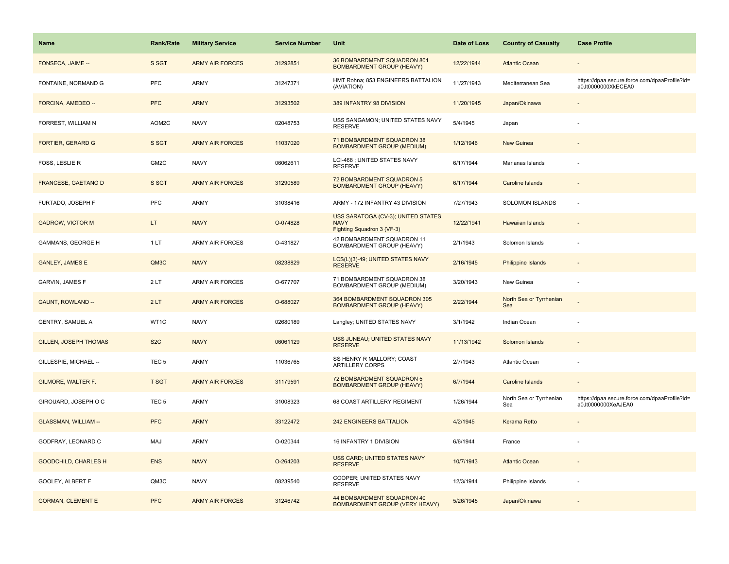| Name | Rank/Rate | Military Service | Service Number | Unit | Date of Loss | Country of Casualty | Case Profile |
|---|---|---|---|---|---|---|---|
| FONSECA, JAIME -- | S SGT | ARMY AIR FORCES | 31292851 | 36 BOMBARDMENT SQUADRON 801 BOMBARDMENT GROUP (HEAVY) | 12/22/1944 | Atlantic Ocean | - |
| FONTAINE, NORMAND G | PFC | ARMY | 31247371 | HMT Rohna; 853 ENGINEERS BATTALION (AVIATION) | 11/27/1943 | Mediterranean Sea | https://dpaa.secure.force.com/dpaaProfile?id=a0Jt0000000XkECEA0 |
| FORCINA, AMEDEO -- | PFC | ARMY | 31293502 | 389 INFANTRY 98 DIVISION | 11/20/1945 | Japan/Okinawa | - |
| FORREST, WILLIAM N | AOM2C | NAVY | 02048753 | USS SANGAMON; UNITED STATES NAVY RESERVE | 5/4/1945 | Japan | - |
| FORTIER, GERARD G | S SGT | ARMY AIR FORCES | 11037020 | 71 BOMBARDMENT SQUADRON 38 BOMBARDMENT GROUP (MEDIUM) | 1/12/1946 | New Guinea | - |
| FOSS, LESLIE R | GM2C | NAVY | 06062611 | LCI-468 ; UNITED STATES NAVY RESERVE | 6/17/1944 | Marianas Islands | - |
| FRANCESE, GAETANO D | S SGT | ARMY AIR FORCES | 31290589 | 72 BOMBARDMENT SQUADRON 5 BOMBARDMENT GROUP (HEAVY) | 6/17/1944 | Caroline Islands | - |
| FURTADO, JOSEPH F | PFC | ARMY | 31038416 | ARMY - 172 INFANTRY 43 DIVISION | 7/27/1943 | SOLOMON ISLANDS | - |
| GADROW, VICTOR M | LT | NAVY | O-074828 | USS SARATOGA (CV-3); UNITED STATES NAVY Fighting Squadron 3 (VF-3) | 12/22/1941 | Hawaiian Islands | - |
| GAMMANS, GEORGE H | 1 LT | ARMY AIR FORCES | O-431827 | 42 BOMBARDMENT SQUADRON 11 BOMBARDMENT GROUP (HEAVY) | 2/1/1943 | Solomon Islands | - |
| GANLEY, JAMES E | QM3C | NAVY | 08238829 | LCS(L)(3)-49; UNITED STATES NAVY RESERVE | 2/16/1945 | Philippine Islands | - |
| GARVIN, JAMES F | 2 LT | ARMY AIR FORCES | O-677707 | 71 BOMBARDMENT SQUADRON 38 BOMBARDMENT GROUP (MEDIUM) | 3/20/1943 | New Guinea | - |
| GAUNT, ROWLAND -- | 2 LT | ARMY AIR FORCES | O-688027 | 364 BOMBARDMENT SQUADRON 305 BOMBARDMENT GROUP (HEAVY) | 2/22/1944 | North Sea or Tyrrhenian Sea | - |
| GENTRY, SAMUEL A | WT1C | NAVY | 02680189 | Langley; UNITED STATES NAVY | 3/1/1942 | Indian Ocean | - |
| GILLEN, JOSEPH THOMAS | S2C | NAVY | 06061129 | USS JUNEAU; UNITED STATES NAVY RESERVE | 11/13/1942 | Solomon Islands | - |
| GILLESPIE, MICHAEL -- | TEC 5 | ARMY | 11036765 | SS HENRY R MALLORY; COAST ARTILLERY CORPS | 2/7/1943 | Atlantic Ocean | - |
| GILMORE, WALTER F. | T SGT | ARMY AIR FORCES | 31179591 | 72 BOMBARDMENT SQUADRON 5 BOMBARDMENT GROUP (HEAVY) | 6/7/1944 | Caroline Islands | - |
| GIROUARD, JOSEPH O C | TEC 5 | ARMY | 31008323 | 68 COAST ARTILLERY REGIMENT | 1/26/1944 | North Sea or Tyrrhenian Sea | https://dpaa.secure.force.com/dpaaProfile?id=a0Jt0000000XeAJEA0 |
| GLASSMAN, WILLIAM -- | PFC | ARMY | 33122472 | 242 ENGINEERS BATTALION | 4/2/1945 | Kerama Retto | - |
| GODFRAY, LEONARD C | MAJ | ARMY | O-020344 | 16 INFANTRY 1 DIVISION | 6/6/1944 | France | - |
| GOODCHILD, CHARLES H | ENS | NAVY | O-264203 | USS CARD; UNITED STATES NAVY RESERVE | 10/7/1943 | Atlantic Ocean | - |
| GOOLEY, ALBERT F | QM3C | NAVY | 08239540 | COOPER; UNITED STATES NAVY RESERVE | 12/3/1944 | Philippine Islands | - |
| GORMAN, CLEMENT E | PFC | ARMY AIR FORCES | 31246742 | 44 BOMBARDMENT SQUADRON 40 BOMBARDMENT GROUP (VERY HEAVY) | 5/26/1945 | Japan/Okinawa | - |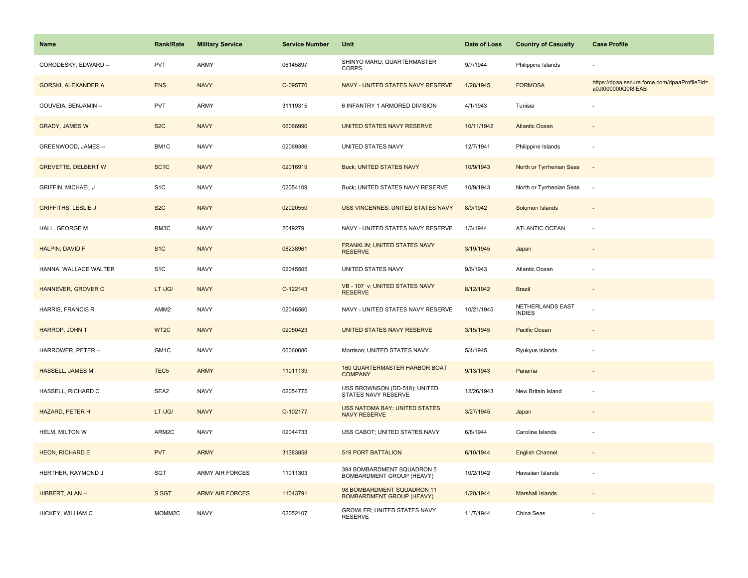| Name | Rank/Rate | Military Service | Service Number | Unit | Date of Loss | Country of Casualty | Case Profile |
|---|---|---|---|---|---|---|---|
| GORODESKY, EDWARD -- | PVT | ARMY | 06145897 | SHINYO MARU; QUARTERMASTER CORPS | 9/7/1944 | Philippine Islands | - |
| GORSKI, ALEXANDER A | ENS | NAVY | O-095770 | NAVY - UNITED STATES NAVY RESERVE | 1/28/1945 | FORMOSA | https://dpaa.secure.force.com/dpaaProfile?id=a0Jt000000Q0f8lEAB |
| GOUVEIA, BENJAMIN -- | PVT | ARMY | 31119315 | 6 INFANTRY 1 ARMORED DIVISION | 4/1/1943 | Tunisia | - |
| GRADY, JAMES W | S2C | NAVY | 06068990 | UNITED STATES NAVY RESERVE | 10/11/1942 | Atlantic Ocean | - |
| GREENWOOD, JAMES -- | BM1C | NAVY | 02069386 | UNITED STATES NAVY | 12/7/1941 | Philippine Islands | - |
| GREVETTE, DELBERT W | SC1C | NAVY | 02016919 | Buck; UNITED STATES NAVY | 10/9/1943 | North or Tyrrhenian Seas | - |
| GRIFFIN, MICHAEL J | S1C | NAVY | 02054109 | Buck; UNITED STATES NAVY RESERVE | 10/9/1943 | North or Tyrrhenian Seas | - |
| GRIFFITHS, LESLIE J | S2C | NAVY | 02020550 | USS VINCENNES; UNITED STATES NAVY | 8/9/1942 | Solomon Islands | - |
| HALL, GEORGE M | RM3C | NAVY | 2049279 | NAVY - UNITED STATES NAVY RESERVE | 1/3/1944 | ATLANTIC OCEAN | - |
| HALPIN, DAVID F | S1C | NAVY | 08238961 | FRANKLIN; UNITED STATES NAVY RESERVE | 3/19/1945 | Japan | - |
| HANNA, WALLACE WALTER | S1C | NAVY | 02045505 | UNITED STATES NAVY | 9/6/1943 | Atlantic Ocean | - |
| HANNEVER, GROVER C | LT /JG/ | NAVY | O-122143 | VB - 107 v; UNITED STATES NAVY RESERVE | 8/12/1942 | Brazil | - |
| HARRIS, FRANCIS R | AMM2 | NAVY | 02046560 | NAVY - UNITED STATES NAVY RESERVE | 10/21/1945 | NETHERLANDS EAST INDIES | - |
| HARROP, JOHN T | WT2C | NAVY | 02050423 | UNITED STATES NAVY RESERVE | 3/15/1945 | Pacific Ocean | - |
| HARROWER, PETER -- | GM1C | NAVY | 06060086 | Morrison; UNITED STATES NAVY | 5/4/1945 | Ryukyus Islands | - |
| HASSELL, JAMES M | TEC5 | ARMY | 11011139 | 160 QUARTERMASTER HARBOR BOAT COMPANY | 9/13/1943 | Panama | - |
| HASSELL, RICHARD C | SEA2 | NAVY | 02054775 | USS BROWNSON (DD-518); UNITED STATES NAVY RESERVE | 12/26/1943 | New Britain Island | - |
| HAZARD, PETER H | LT /JG/ | NAVY | O-102177 | USS NATOMA BAY; UNITED STATES NAVY RESERVE | 3/27/1945 | Japan | - |
| HELM, MILTON W | ARM2C | NAVY | 02044733 | USS CABOT; UNITED STATES NAVY | 6/8/1944 | Caroline Islands | - |
| HEON, RICHARD E | PVT | ARMY | 31383858 | 519 PORT BATTALION | 6/10/1944 | English Channel | - |
| HERTHER, RAYMOND J. | SGT | ARMY AIR FORCES | 11011303 | 394 BOMBARDMENT SQUADRON 5 BOMBARDMENT GROUP (HEAVY) | 10/2/1942 | Hawaiian Islands | - |
| HIBBERT, ALAN -- | S SGT | ARMY AIR FORCES | 11043791 | 98 BOMBARDMENT SQUADRON 11 BOMBARDMENT GROUP (HEAVY) | 1/20/1944 | Marshall Islands | - |
| HICKEY, WILLIAM C | MOMM2C | NAVY | 02052107 | GROWLER; UNITED STATES NAVY RESERVE | 11/7/1944 | China Seas | - |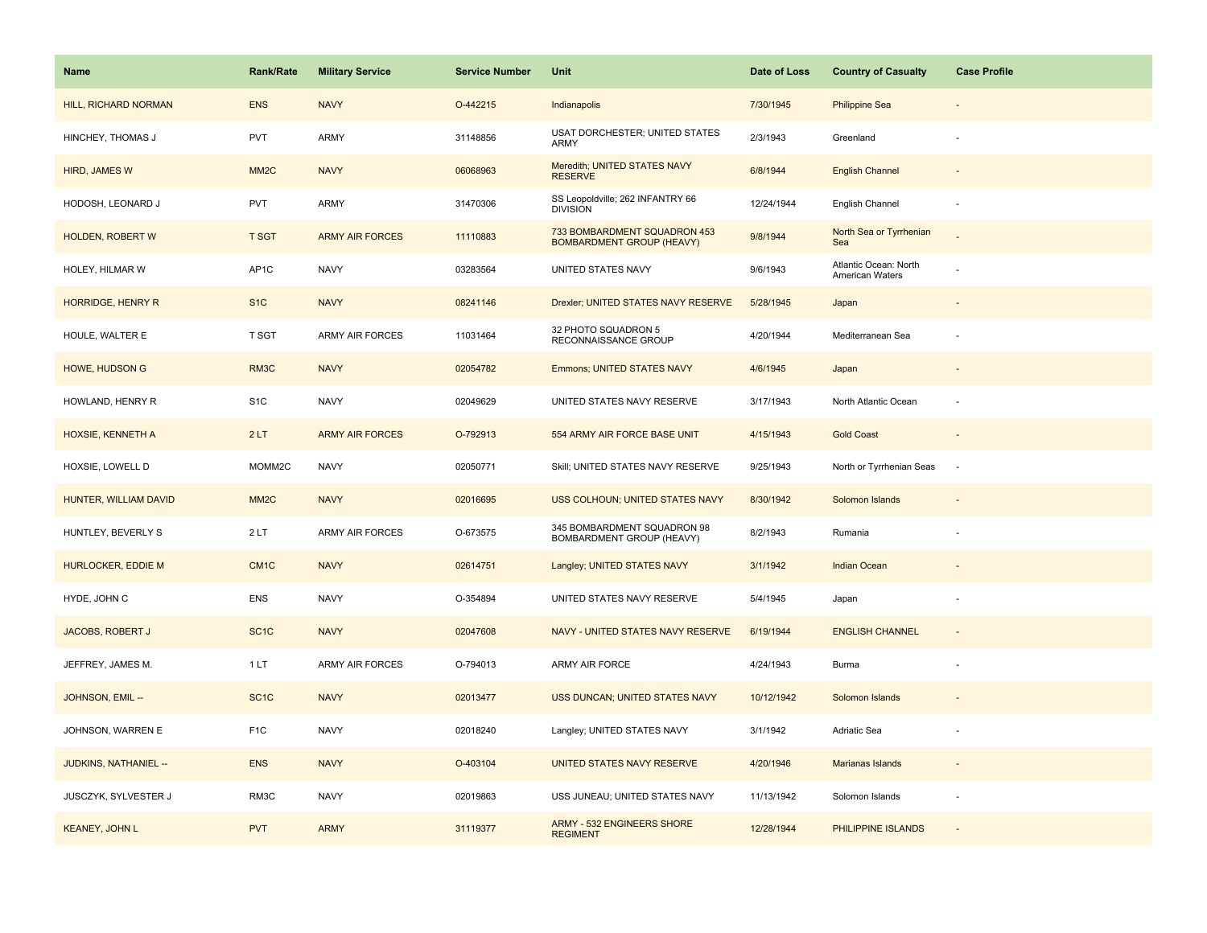| Name | Rank/Rate | Military Service | Service Number | Unit | Date of Loss | Country of Casualty | Case Profile |
|---|---|---|---|---|---|---|---|
| HILL, RICHARD NORMAN | ENS | NAVY | O-442215 | Indianapolis | 7/30/1945 | Philippine Sea | - |
| HINCHEY, THOMAS J | PVT | ARMY | 31148856 | USAT DORCHESTER; UNITED STATES ARMY | 2/3/1943 | Greenland | - |
| HIRD, JAMES W | MM2C | NAVY | 06068963 | Meredith; UNITED STATES NAVY RESERVE | 6/8/1944 | English Channel | - |
| HODOSH, LEONARD J | PVT | ARMY | 31470306 | SS Leopoldville; 262 INFANTRY 66 DIVISION | 12/24/1944 | English Channel | - |
| HOLDEN, ROBERT W | T SGT | ARMY AIR FORCES | 11110883 | 733 BOMBARDMENT SQUADRON 453 BOMBARDMENT GROUP (HEAVY) | 9/8/1944 | North Sea or Tyrrhenian Sea | - |
| HOLEY, HILMAR W | AP1C | NAVY | 03283564 | UNITED STATES NAVY | 9/6/1943 | Atlantic Ocean: North American Waters | - |
| HORRIDGE, HENRY R | S1C | NAVY | 08241146 | Drexler; UNITED STATES NAVY RESERVE | 5/28/1945 | Japan | - |
| HOULE, WALTER E | T SGT | ARMY AIR FORCES | 11031464 | 32 PHOTO SQUADRON 5 RECONNAISSANCE GROUP | 4/20/1944 | Mediterranean Sea | - |
| HOWE, HUDSON G | RM3C | NAVY | 02054782 | Emmons; UNITED STATES NAVY | 4/6/1945 | Japan | - |
| HOWLAND, HENRY R | S1C | NAVY | 02049629 | UNITED STATES NAVY RESERVE | 3/17/1943 | North Atlantic Ocean | - |
| HOXSIE, KENNETH A | 2 LT | ARMY AIR FORCES | O-792913 | 554 ARMY AIR FORCE BASE UNIT | 4/15/1943 | Gold Coast | - |
| HOXSIE, LOWELL D | MOMM2C | NAVY | 02050771 | Skill; UNITED STATES NAVY RESERVE | 9/25/1943 | North or Tyrrhenian Seas | - |
| HUNTER, WILLIAM DAVID | MM2C | NAVY | 02016695 | USS COLHOUN; UNITED STATES NAVY | 8/30/1942 | Solomon Islands | - |
| HUNTLEY, BEVERLY S | 2 LT | ARMY AIR FORCES | O-673575 | 345 BOMBARDMENT SQUADRON 98 BOMBARDMENT GROUP (HEAVY) | 8/2/1943 | Rumania | - |
| HURLOCKER, EDDIE M | CM1C | NAVY | 02614751 | Langley; UNITED STATES NAVY | 3/1/1942 | Indian Ocean | - |
| HYDE, JOHN C | ENS | NAVY | O-354894 | UNITED STATES NAVY RESERVE | 5/4/1945 | Japan | - |
| JACOBS, ROBERT J | SC1C | NAVY | 02047608 | NAVY - UNITED STATES NAVY RESERVE | 6/19/1944 | ENGLISH CHANNEL | - |
| JEFFREY, JAMES M. | 1 LT | ARMY AIR FORCES | O-794013 | ARMY AIR FORCE | 4/24/1943 | Burma | - |
| JOHNSON, EMIL -- | SC1C | NAVY | 02013477 | USS DUNCAN; UNITED STATES NAVY | 10/12/1942 | Solomon Islands | - |
| JOHNSON, WARREN E | F1C | NAVY | 02018240 | Langley; UNITED STATES NAVY | 3/1/1942 | Adriatic Sea | - |
| JUDKINS, NATHANIEL -- | ENS | NAVY | O-403104 | UNITED STATES NAVY RESERVE | 4/20/1946 | Marianas Islands | - |
| JUSCZYK, SYLVESTER J | RM3C | NAVY | 02019863 | USS JUNEAU; UNITED STATES NAVY | 11/13/1942 | Solomon Islands | - |
| KEANEY, JOHN L | PVT | ARMY | 31119377 | ARMY - 532 ENGINEERS SHORE REGIMENT | 12/28/1944 | PHILIPPINE ISLANDS | - |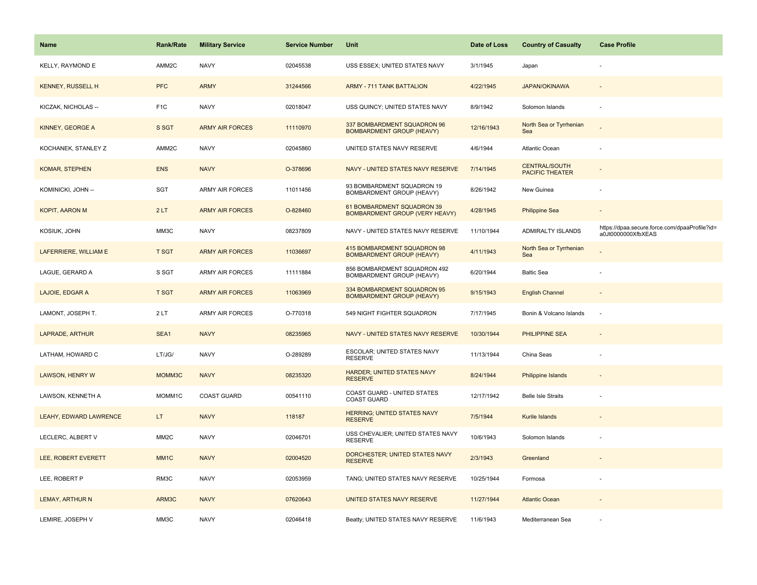| Name | Rank/Rate | Military Service | Service Number | Unit | Date of Loss | Country of Casualty | Case Profile |
|---|---|---|---|---|---|---|---|
| KELLY, RAYMOND E | AMM2C | NAVY | 02045538 | USS ESSEX; UNITED STATES NAVY | 3/1/1945 | Japan | - |
| KENNEY, RUSSELL H | PFC | ARMY | 31244566 | ARMY - 711 TANK BATTALION | 4/22/1945 | JAPAN/OKINAWA | - |
| KICZAK, NICHOLAS -- | F1C | NAVY | 02018047 | USS QUINCY; UNITED STATES NAVY | 8/9/1942 | Solomon Islands | - |
| KINNEY, GEORGE A | S SGT | ARMY AIR FORCES | 11110970 | 337 BOMBARDMENT SQUADRON 96 BOMBARDMENT GROUP (HEAVY) | 12/16/1943 | North Sea or Tyrrhenian Sea | - |
| KOCHANEK, STANLEY Z | AMM2C | NAVY | 02045860 | UNITED STATES NAVY RESERVE | 4/6/1944 | Atlantic Ocean | - |
| KOMAR, STEPHEN | ENS | NAVY | O-378696 | NAVY - UNITED STATES NAVY RESERVE | 7/14/1945 | CENTRAL/SOUTH PACIFIC THEATER | - |
| KOMINICKI, JOHN -- | SGT | ARMY AIR FORCES | 11011456 | 93 BOMBARDMENT SQUADRON 19 BOMBARDMENT GROUP (HEAVY) | 8/26/1942 | New Guinea | - |
| KOPIT, AARON M | 2 LT | ARMY AIR FORCES | O-828460 | 61 BOMBARDMENT SQUADRON 39 BOMBARDMENT GROUP (VERY HEAVY) | 4/28/1945 | Philippine Sea | - |
| KOSIUK, JOHN | MM3C | NAVY | 08237809 | NAVY - UNITED STATES NAVY RESERVE | 11/10/1944 | ADMIRALTY ISLANDS | https://dpaa.secure.force.com/dpaaProfile?id=a0Jt0000000XfbXEAS |
| LAFERRIERE, WILLIAM E | T SGT | ARMY AIR FORCES | 11036697 | 415 BOMBARDMENT SQUADRON 98 BOMBARDMENT GROUP (HEAVY) | 4/11/1943 | North Sea or Tyrrhenian Sea | - |
| LAGUE, GERARD A | S SGT | ARMY AIR FORCES | 11111884 | 856 BOMBARDMENT SQUADRON 492 BOMBARDMENT GROUP (HEAVY) | 6/20/1944 | Baltic Sea | - |
| LAJOIE, EDGAR A | T SGT | ARMY AIR FORCES | 11063969 | 334 BOMBARDMENT SQUADRON 95 BOMBARDMENT GROUP (HEAVY) | 9/15/1943 | English Channel | - |
| LAMONT, JOSEPH T. | 2 LT | ARMY AIR FORCES | O-770318 | 549 NIGHT FIGHTER SQUADRON | 7/17/1945 | Bonin & Volcano Islands | - |
| LAPRADE, ARTHUR | SEA1 | NAVY | 08235965 | NAVY - UNITED STATES NAVY RESERVE | 10/30/1944 | PHILIPPINE SEA | - |
| LATHAM, HOWARD C | LT/JG/ | NAVY | O-289289 | ESCOLAR; UNITED STATES NAVY RESERVE | 11/13/1944 | China Seas | - |
| LAWSON, HENRY W | MOMM3C | NAVY | 08235320 | HARDER; UNITED STATES NAVY RESERVE | 8/24/1944 | Philippine Islands | - |
| LAWSON, KENNETH A | MOMM1C | COAST GUARD | 00541110 | COAST GUARD - UNITED STATES COAST GUARD | 12/17/1942 | Belle Isle Straits | - |
| LEAHY, EDWARD LAWRENCE | LT | NAVY | 118187 | HERRING; UNITED STATES NAVY RESERVE | 7/5/1944 | Kurile Islands | - |
| LECLERC, ALBERT V | MM2C | NAVY | 02046701 | USS CHEVALIER; UNITED STATES NAVY RESERVE | 10/6/1943 | Solomon Islands | - |
| LEE, ROBERT EVERETT | MM1C | NAVY | 02004520 | DORCHESTER; UNITED STATES NAVY RESERVE | 2/3/1943 | Greenland | - |
| LEE, ROBERT P | RM3C | NAVY | 02053959 | TANG; UNITED STATES NAVY RESERVE | 10/25/1944 | Formosa | - |
| LEMAY, ARTHUR N | ARM3C | NAVY | 07620643 | UNITED STATES NAVY RESERVE | 11/27/1944 | Atlantic Ocean | - |
| LEMIRE, JOSEPH V | MM3C | NAVY | 02046418 | Beatty; UNITED STATES NAVY RESERVE | 11/6/1943 | Mediterranean Sea | - |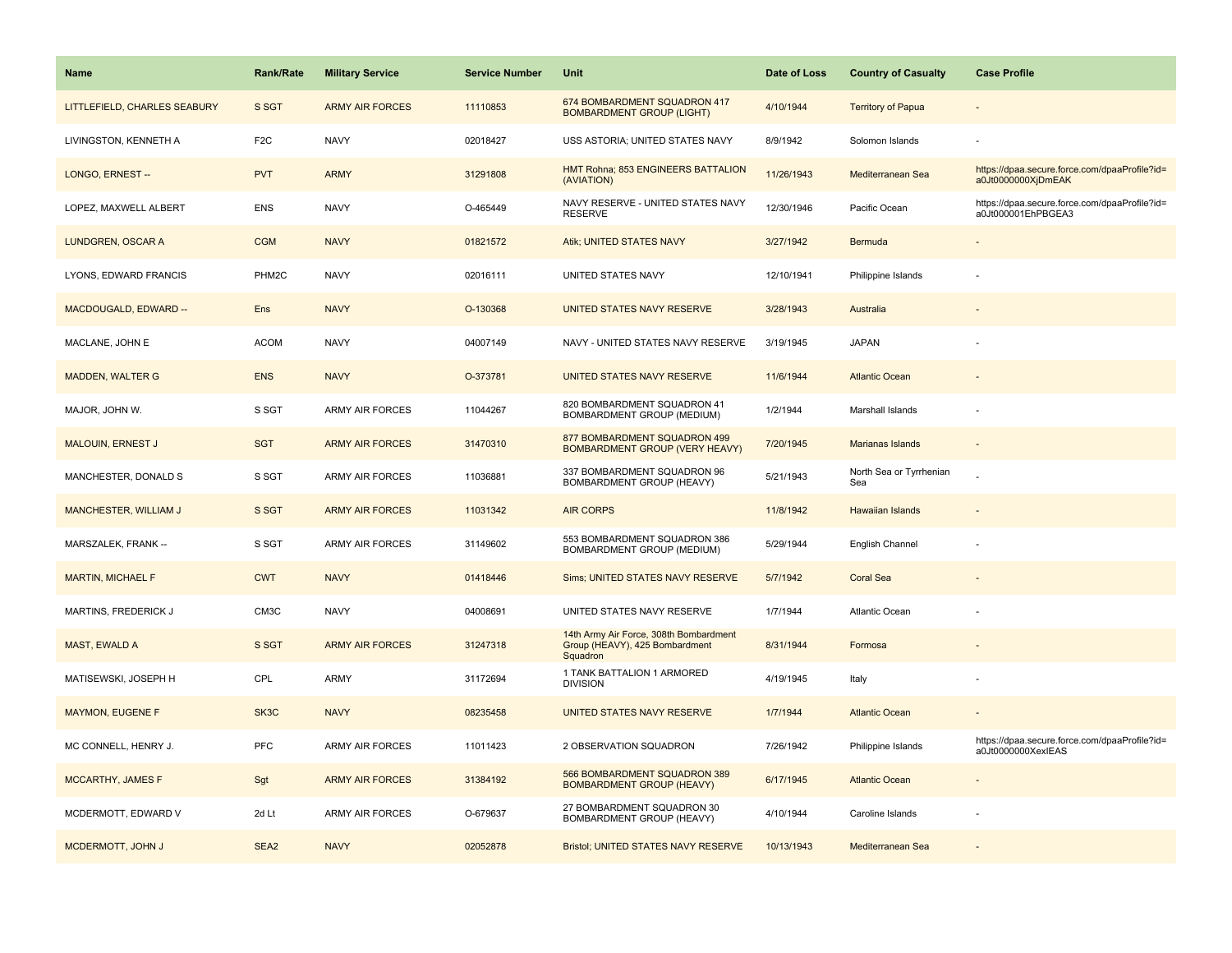| Name | Rank/Rate | Military Service | Service Number | Unit | Date of Loss | Country of Casualty | Case Profile |
| --- | --- | --- | --- | --- | --- | --- | --- |
| LITTLEFIELD, CHARLES SEABURY | S SGT | ARMY AIR FORCES | 11110853 | 674 BOMBARDMENT SQUADRON 417 BOMBARDMENT GROUP (LIGHT) | 4/10/1944 | Territory of Papua | - |
| LIVINGSTON, KENNETH A | F2C | NAVY | 02018427 | USS ASTORIA; UNITED STATES NAVY | 8/9/1942 | Solomon Islands | - |
| LONGO, ERNEST -- | PVT | ARMY | 31291808 | HMT Rohna; 853 ENGINEERS BATTALION (AVIATION) | 11/26/1943 | Mediterranean Sea | https://dpaa.secure.force.com/dpaaProfile?id=a0Jt0000000XjDmEAK |
| LOPEZ, MAXWELL ALBERT | ENS | NAVY | O-465449 | NAVY RESERVE - UNITED STATES NAVY RESERVE | 12/30/1946 | Pacific Ocean | https://dpaa.secure.force.com/dpaaProfile?id=a0Jt000001EhPBGEA3 |
| LUNDGREN, OSCAR A | CGM | NAVY | 01821572 | Atik; UNITED STATES NAVY | 3/27/1942 | Bermuda | - |
| LYONS, EDWARD FRANCIS | PHM2C | NAVY | 02016111 | UNITED STATES NAVY | 12/10/1941 | Philippine Islands | - |
| MACDOUGALD, EDWARD -- | Ens | NAVY | O-130368 | UNITED STATES NAVY RESERVE | 3/28/1943 | Australia | - |
| MACLANE, JOHN E | ACOM | NAVY | 04007149 | NAVY - UNITED STATES NAVY RESERVE | 3/19/1945 | JAPAN | - |
| MADDEN, WALTER G | ENS | NAVY | O-373781 | UNITED STATES NAVY RESERVE | 11/6/1944 | Atlantic Ocean | - |
| MAJOR, JOHN W. | S SGT | ARMY AIR FORCES | 11044267 | 820 BOMBARDMENT SQUADRON 41 BOMBARDMENT GROUP (MEDIUM) | 1/2/1944 | Marshall Islands | - |
| MALOUIN, ERNEST J | SGT | ARMY AIR FORCES | 31470310 | 877 BOMBARDMENT SQUADRON 499 BOMBARDMENT GROUP (VERY HEAVY) | 7/20/1945 | Marianas Islands | - |
| MANCHESTER, DONALD S | S SGT | ARMY AIR FORCES | 11036881 | 337 BOMBARDMENT SQUADRON 96 BOMBARDMENT GROUP (HEAVY) | 5/21/1943 | North Sea or Tyrrhenian Sea | - |
| MANCHESTER, WILLIAM J | S SGT | ARMY AIR FORCES | 11031342 | AIR CORPS | 11/8/1942 | Hawaiian Islands | - |
| MARSZALEK, FRANK -- | S SGT | ARMY AIR FORCES | 31149602 | 553 BOMBARDMENT SQUADRON 386 BOMBARDMENT GROUP (MEDIUM) | 5/29/1944 | English Channel | - |
| MARTIN, MICHAEL F | CWT | NAVY | 01418446 | Sims; UNITED STATES NAVY RESERVE | 5/7/1942 | Coral Sea | - |
| MARTINS, FREDERICK J | CM3C | NAVY | 04008691 | UNITED STATES NAVY RESERVE | 1/7/1944 | Atlantic Ocean | - |
| MAST, EWALD A | S SGT | ARMY AIR FORCES | 31247318 | 14th Army Air Force, 308th Bombardment Group (HEAVY), 425 Bombardment Squadron | 8/31/1944 | Formosa | - |
| MATISEWSKI, JOSEPH H | CPL | ARMY | 31172694 | 1 TANK BATTALION 1 ARMORED DIVISION | 4/19/1945 | Italy | - |
| MAYMON, EUGENE F | SK3C | NAVY | 08235458 | UNITED STATES NAVY RESERVE | 1/7/1944 | Atlantic Ocean | - |
| MC CONNELL, HENRY J. | PFC | ARMY AIR FORCES | 11011423 | 2 OBSERVATION SQUADRON | 7/26/1942 | Philippine Islands | https://dpaa.secure.force.com/dpaaProfile?id=a0Jt0000000XexlEAS |
| MCCARTHY, JAMES F | Sgt | ARMY AIR FORCES | 31384192 | 566 BOMBARDMENT SQUADRON 389 BOMBARDMENT GROUP (HEAVY) | 6/17/1945 | Atlantic Ocean | - |
| MCDERMOTT, EDWARD V | 2d Lt | ARMY AIR FORCES | O-679637 | 27 BOMBARDMENT SQUADRON 30 BOMBARDMENT GROUP (HEAVY) | 4/10/1944 | Caroline Islands | - |
| MCDERMOTT, JOHN J | SEA2 | NAVY | 02052878 | Bristol; UNITED STATES NAVY RESERVE | 10/13/1943 | Mediterranean Sea | - |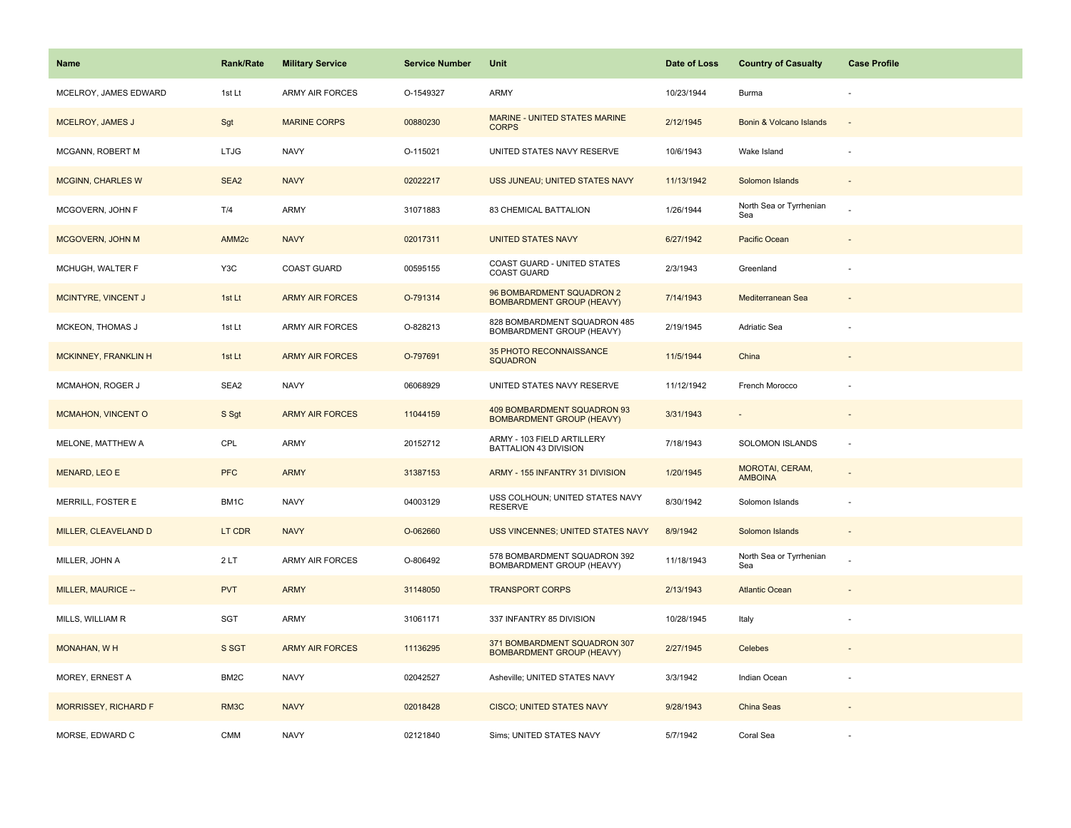| Name | Rank/Rate | Military Service | Service Number | Unit | Date of Loss | Country of Casualty | Case Profile |
|---|---|---|---|---|---|---|---|
| MCELROY, JAMES EDWARD | 1st Lt | ARMY AIR FORCES | O-1549327 | ARMY | 10/23/1944 | Burma | - |
| MCELROY, JAMES J | Sgt | MARINE CORPS | 00880230 | MARINE - UNITED STATES MARINE CORPS | 2/12/1945 | Bonin & Volcano Islands | - |
| MCGANN, ROBERT M | LTJG | NAVY | O-115021 | UNITED STATES NAVY RESERVE | 10/6/1943 | Wake Island | - |
| MCGINN, CHARLES W | SEA2 | NAVY | 02022217 | USS JUNEAU; UNITED STATES NAVY | 11/13/1942 | Solomon Islands | - |
| MCGOVERN, JOHN F | T/4 | ARMY | 31071883 | 83 CHEMICAL BATTALION | 1/26/1944 | North Sea or Tyrrhenian Sea | - |
| MCGOVERN, JOHN M | AMM2c | NAVY | 02017311 | UNITED STATES NAVY | 6/27/1942 | Pacific Ocean | - |
| MCHUGH, WALTER F | Y3C | COAST GUARD | 00595155 | COAST GUARD - UNITED STATES COAST GUARD | 2/3/1943 | Greenland | - |
| MCINTYRE, VINCENT J | 1st Lt | ARMY AIR FORCES | O-791314 | 96 BOMBARDMENT SQUADRON 2 BOMBARDMENT GROUP (HEAVY) | 7/14/1943 | Mediterranean Sea | - |
| MCKEON, THOMAS J | 1st Lt | ARMY AIR FORCES | O-828213 | 828 BOMBARDMENT SQUADRON 485 BOMBARDMENT GROUP (HEAVY) | 2/19/1945 | Adriatic Sea | - |
| MCKINNEY, FRANKLIN H | 1st Lt | ARMY AIR FORCES | O-797691 | 35 PHOTO RECONNAISSANCE SQUADRON | 11/5/1944 | China | - |
| MCMAHON, ROGER J | SEA2 | NAVY | 06068929 | UNITED STATES NAVY RESERVE | 11/12/1942 | French Morocco | - |
| MCMAHON, VINCENT O | S Sgt | ARMY AIR FORCES | 11044159 | 409 BOMBARDMENT SQUADRON 93 BOMBARDMENT GROUP (HEAVY) | 3/31/1943 | - | - |
| MELONE, MATTHEW A | CPL | ARMY | 20152712 | ARMY - 103 FIELD ARTILLERY BATTALION 43 DIVISION | 7/18/1943 | SOLOMON ISLANDS | - |
| MENARD, LEO E | PFC | ARMY | 31387153 | ARMY - 155 INFANTRY 31 DIVISION | 1/20/1945 | MOROTAI, CERAM, AMBOINA | - |
| MERRILL, FOSTER E | BM1C | NAVY | 04003129 | USS COLHOUN; UNITED STATES NAVY RESERVE | 8/30/1942 | Solomon Islands | - |
| MILLER, CLEAVELAND D | LT CDR | NAVY | O-062660 | USS VINCENNES; UNITED STATES NAVY | 8/9/1942 | Solomon Islands | - |
| MILLER, JOHN A | 2 LT | ARMY AIR FORCES | O-806492 | 578 BOMBARDMENT SQUADRON 392 BOMBARDMENT GROUP (HEAVY) | 11/18/1943 | North Sea or Tyrrhenian Sea | - |
| MILLER, MAURICE -- | PVT | ARMY | 31148050 | TRANSPORT CORPS | 2/13/1943 | Atlantic Ocean | - |
| MILLS, WILLIAM R | SGT | ARMY | 31061171 | 337 INFANTRY 85 DIVISION | 10/28/1945 | Italy | - |
| MONAHAN, W H | S SGT | ARMY AIR FORCES | 11136295 | 371 BOMBARDMENT SQUADRON 307 BOMBARDMENT GROUP (HEAVY) | 2/27/1945 | Celebes | - |
| MOREY, ERNEST A | BM2C | NAVY | 02042527 | Asheville; UNITED STATES NAVY | 3/3/1942 | Indian Ocean | - |
| MORRISSEY, RICHARD F | RM3C | NAVY | 02018428 | CISCO; UNITED STATES NAVY | 9/28/1943 | China Seas | - |
| MORSE, EDWARD C | CMM | NAVY | 02121840 | Sims; UNITED STATES NAVY | 5/7/1942 | Coral Sea | - |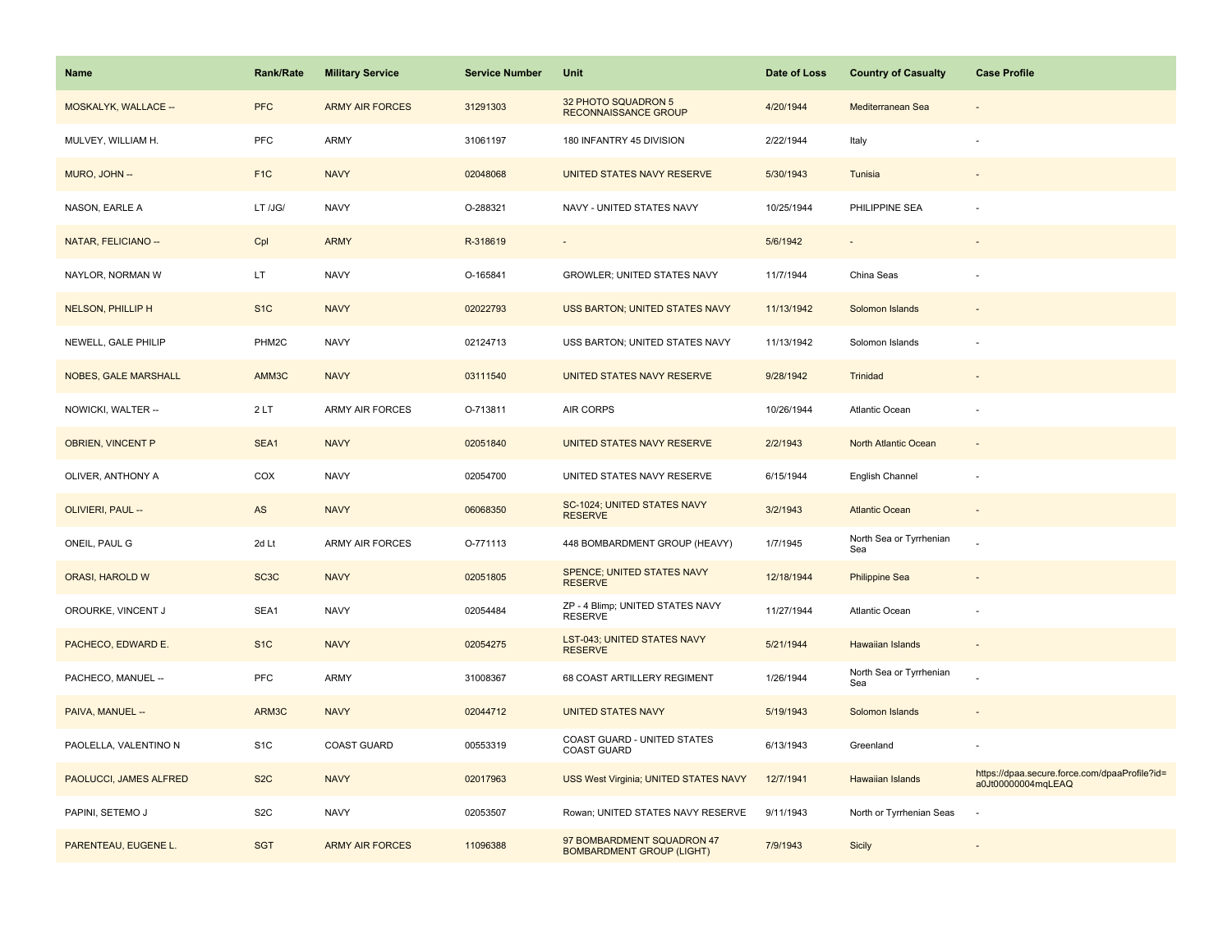| Name | Rank/Rate | Military Service | Service Number | Unit | Date of Loss | Country of Casualty | Case Profile |
| --- | --- | --- | --- | --- | --- | --- | --- |
| MOSKALYK, WALLACE -- | PFC | ARMY AIR FORCES | 31291303 | 32 PHOTO SQUADRON 5 RECONNAISSANCE GROUP | 4/20/1944 | Mediterranean Sea | - |
| MULVEY, WILLIAM H. | PFC | ARMY | 31061197 | 180 INFANTRY 45 DIVISION | 2/22/1944 | Italy | - |
| MURO, JOHN -- | F1C | NAVY | 02048068 | UNITED STATES NAVY RESERVE | 5/30/1943 | Tunisia | - |
| NASON, EARLE A | LT /JG/ | NAVY | O-288321 | NAVY - UNITED STATES NAVY | 10/25/1944 | PHILIPPINE SEA | - |
| NATAR, FELICIANO -- | Cpl | ARMY | R-318619 | - | 5/6/1942 | - | - |
| NAYLOR, NORMAN W | LT | NAVY | O-165841 | GROWLER; UNITED STATES NAVY | 11/7/1944 | China Seas | - |
| NELSON, PHILLIP H | S1C | NAVY | 02022793 | USS BARTON; UNITED STATES NAVY | 11/13/1942 | Solomon Islands | - |
| NEWELL, GALE PHILIP | PHM2C | NAVY | 02124713 | USS BARTON; UNITED STATES NAVY | 11/13/1942 | Solomon Islands | - |
| NOBES, GALE MARSHALL | AMM3C | NAVY | 03111540 | UNITED STATES NAVY RESERVE | 9/28/1942 | Trinidad | - |
| NOWICKI, WALTER -- | 2 LT | ARMY AIR FORCES | O-713811 | AIR CORPS | 10/26/1944 | Atlantic Ocean | - |
| OBRIEN, VINCENT P | SEA1 | NAVY | 02051840 | UNITED STATES NAVY RESERVE | 2/2/1943 | North Atlantic Ocean | - |
| OLIVER, ANTHONY A | COX | NAVY | 02054700 | UNITED STATES NAVY RESERVE | 6/15/1944 | English Channel | - |
| OLIVIERI, PAUL -- | AS | NAVY | 06068350 | SC-1024; UNITED STATES NAVY RESERVE | 3/2/1943 | Atlantic Ocean | - |
| ONEIL, PAUL G | 2d Lt | ARMY AIR FORCES | O-771113 | 448 BOMBARDMENT GROUP (HEAVY) | 1/7/1945 | North Sea or Tyrrhenian Sea | - |
| ORASI, HAROLD W | SC3C | NAVY | 02051805 | SPENCE; UNITED STATES NAVY RESERVE | 12/18/1944 | Philippine Sea | - |
| OROURKE, VINCENT J | SEA1 | NAVY | 02054484 | ZP - 4 Blimp; UNITED STATES NAVY RESERVE | 11/27/1944 | Atlantic Ocean | - |
| PACHECO, EDWARD E. | S1C | NAVY | 02054275 | LST-043; UNITED STATES NAVY RESERVE | 5/21/1944 | Hawaiian Islands | - |
| PACHECO, MANUEL -- | PFC | ARMY | 31008367 | 68 COAST ARTILLERY REGIMENT | 1/26/1944 | North Sea or Tyrrhenian Sea | - |
| PAIVA, MANUEL -- | ARM3C | NAVY | 02044712 | UNITED STATES NAVY | 5/19/1943 | Solomon Islands | - |
| PAOLELLA, VALENTINO N | S1C | COAST GUARD | 00553319 | COAST GUARD - UNITED STATES COAST GUARD | 6/13/1943 | Greenland | - |
| PAOLUCCI, JAMES ALFRED | S2C | NAVY | 02017963 | USS West Virginia; UNITED STATES NAVY | 12/7/1941 | Hawaiian Islands | https://dpaa.secure.force.com/dpaaProfile?id=a0Jt00000004mqLEAQ |
| PAPINI, SETEMO J | S2C | NAVY | 02053507 | Rowan; UNITED STATES NAVY RESERVE | 9/11/1943 | North or Tyrrhenian Seas | - |
| PARENTEAU, EUGENE L. | SGT | ARMY AIR FORCES | 11096388 | 97 BOMBARDMENT SQUADRON 47 BOMBARDMENT GROUP (LIGHT) | 7/9/1943 | Sicily | - |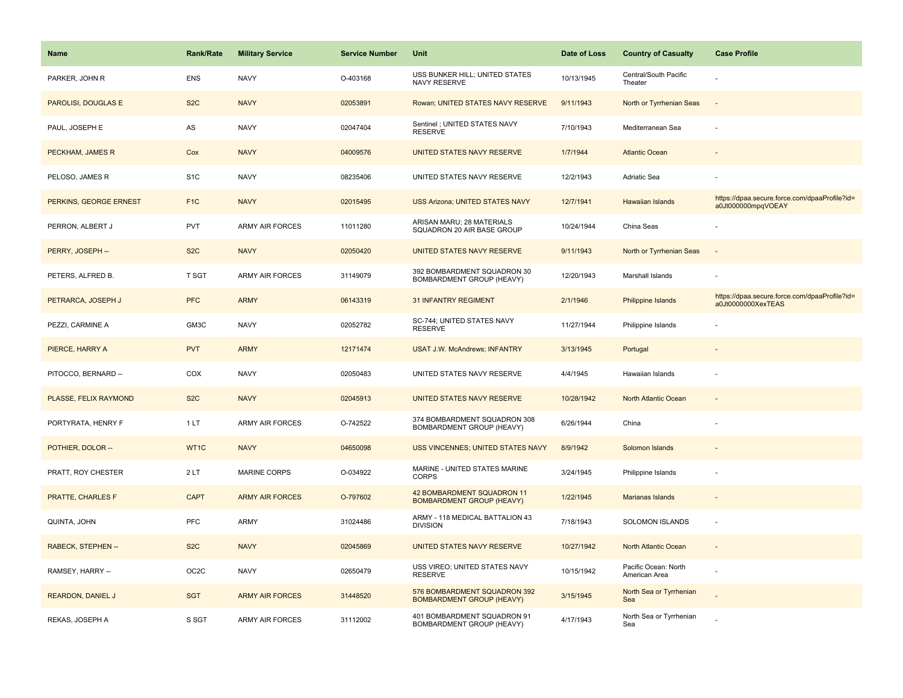| Name | Rank/Rate | Military Service | Service Number | Unit | Date of Loss | Country of Casualty | Case Profile |
| --- | --- | --- | --- | --- | --- | --- | --- |
| PARKER, JOHN R | ENS | NAVY | O-403168 | USS BUNKER HILL; UNITED STATES NAVY RESERVE | 10/13/1945 | Central/South Pacific Theater | - |
| PAROLISI, DOUGLAS E | S2C | NAVY | 02053891 | Rowan; UNITED STATES NAVY RESERVE | 9/11/1943 | North or Tyrrhenian Seas | - |
| PAUL, JOSEPH E | AS | NAVY | 02047404 | Sentinel ; UNITED STATES NAVY RESERVE | 7/10/1943 | Mediterranean Sea | - |
| PECKHAM, JAMES R | Cox | NAVY | 04009576 | UNITED STATES NAVY RESERVE | 1/7/1944 | Atlantic Ocean | - |
| PELOSO, JAMES R | S1C | NAVY | 08235406 | UNITED STATES NAVY RESERVE | 12/2/1943 | Adriatic Sea | - |
| PERKINS, GEORGE ERNEST | F1C | NAVY | 02015495 | USS Arizona; UNITED STATES NAVY | 12/7/1941 | Hawaiian Islands | https://dpaa.secure.force.com/dpaaProfile?id=a0Jt000000mpqVOEAY |
| PERRON, ALBERT J | PVT | ARMY AIR FORCES | 11011280 | ARISAN MARU; 28 MATERIALS SQUADRON 20 AIR BASE GROUP | 10/24/1944 | China Seas | - |
| PERRY, JOSEPH -- | S2C | NAVY | 02050420 | UNITED STATES NAVY RESERVE | 9/11/1943 | North or Tyrrhenian Seas | - |
| PETERS, ALFRED B. | T SGT | ARMY AIR FORCES | 31149079 | 392 BOMBARDMENT SQUADRON 30 BOMBARDMENT GROUP (HEAVY) | 12/20/1943 | Marshall Islands | - |
| PETRARCA, JOSEPH J | PFC | ARMY | 06143319 | 31 INFANTRY REGIMENT | 2/1/1946 | Philippine Islands | https://dpaa.secure.force.com/dpaaProfile?id=a0Jt0000000XexTEAS |
| PEZZI, CARMINE A | GM3C | NAVY | 02052782 | SC-744; UNITED STATES NAVY RESERVE | 11/27/1944 | Philippine Islands | - |
| PIERCE, HARRY A | PVT | ARMY | 12171474 | USAT J.W. McAndrews; INFANTRY | 3/13/1945 | Portugal | - |
| PITOCCO, BERNARD -- | COX | NAVY | 02050483 | UNITED STATES NAVY RESERVE | 4/4/1945 | Hawaiian Islands | - |
| PLASSE, FELIX RAYMOND | S2C | NAVY | 02045913 | UNITED STATES NAVY RESERVE | 10/28/1942 | North Atlantic Ocean | - |
| PORTYRATA, HENRY F | 1 LT | ARMY AIR FORCES | O-742522 | 374 BOMBARDMENT SQUADRON 308 BOMBARDMENT GROUP (HEAVY) | 6/26/1944 | China | - |
| POTHIER, DOLOR -- | WT1C | NAVY | 04650098 | USS VINCENNES; UNITED STATES NAVY | 8/9/1942 | Solomon Islands | - |
| PRATT, ROY CHESTER | 2 LT | MARINE CORPS | O-034922 | MARINE - UNITED STATES MARINE CORPS | 3/24/1945 | Philippine Islands | - |
| PRATTE, CHARLES F | CAPT | ARMY AIR FORCES | O-797602 | 42 BOMBARDMENT SQUADRON 11 BOMBARDMENT GROUP (HEAVY) | 1/22/1945 | Marianas Islands | - |
| QUINTA, JOHN | PFC | ARMY | 31024486 | ARMY - 118 MEDICAL BATTALION 43 DIVISION | 7/18/1943 | SOLOMON ISLANDS | - |
| RABECK, STEPHEN -- | S2C | NAVY | 02045869 | UNITED STATES NAVY RESERVE | 10/27/1942 | North Atlantic Ocean | - |
| RAMSEY, HARRY -- | OC2C | NAVY | 02650479 | USS VIREO; UNITED STATES NAVY RESERVE | 10/15/1942 | Pacific Ocean: North American Area | - |
| REARDON, DANIEL J | SGT | ARMY AIR FORCES | 31448520 | 576 BOMBARDMENT SQUADRON 392 BOMBARDMENT GROUP (HEAVY) | 3/15/1945 | North Sea or Tyrrhenian Sea | - |
| REKAS, JOSEPH A | S SGT | ARMY AIR FORCES | 31112002 | 401 BOMBARDMENT SQUADRON 91 BOMBARDMENT GROUP (HEAVY) | 4/17/1943 | North Sea or Tyrrhenian Sea | - |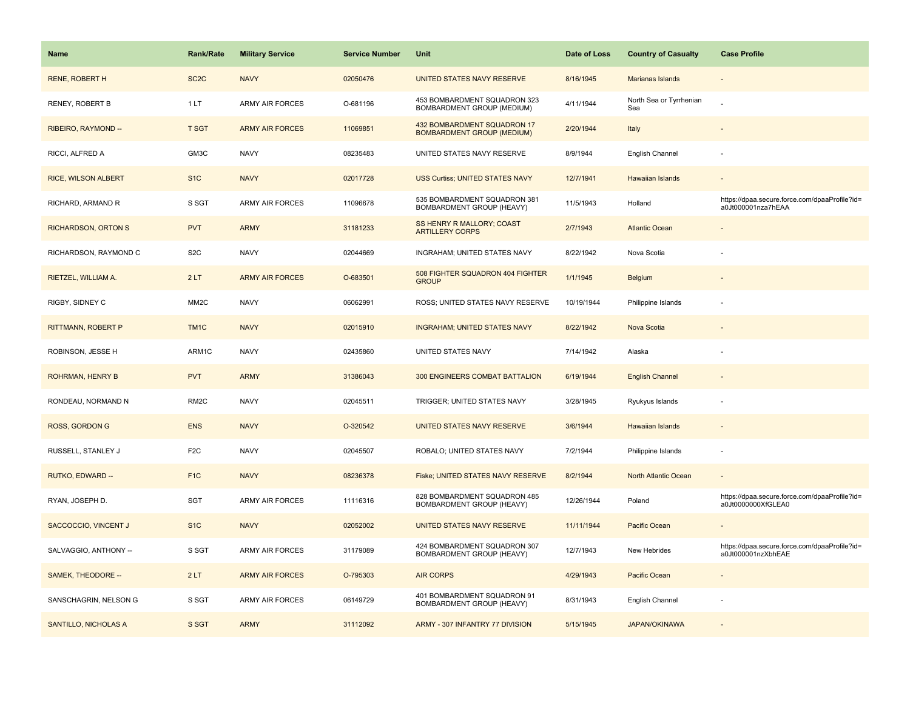| Name | Rank/Rate | Military Service | Service Number | Unit | Date of Loss | Country of Casualty | Case Profile |
| --- | --- | --- | --- | --- | --- | --- | --- |
| RENE, ROBERT H | SC2C | NAVY | 02050476 | UNITED STATES NAVY RESERVE | 8/16/1945 | Marianas Islands | - |
| RENEY, ROBERT B | 1 LT | ARMY AIR FORCES | O-681196 | 453 BOMBARDMENT SQUADRON 323 BOMBARDMENT GROUP (MEDIUM) | 4/11/1944 | North Sea or Tyrrhenian Sea | - |
| RIBEIRO, RAYMOND -- | T SGT | ARMY AIR FORCES | 11069851 | 432 BOMBARDMENT SQUADRON 17 BOMBARDMENT GROUP (MEDIUM) | 2/20/1944 | Italy | - |
| RICCI, ALFRED A | GM3C | NAVY | 08235483 | UNITED STATES NAVY RESERVE | 8/9/1944 | English Channel | - |
| RICE, WILSON ALBERT | S1C | NAVY | 02017728 | USS Curtiss; UNITED STATES NAVY | 12/7/1941 | Hawaiian Islands | - |
| RICHARD, ARMAND R | S SGT | ARMY AIR FORCES | 11096678 | 535 BOMBARDMENT SQUADRON 381 BOMBARDMENT GROUP (HEAVY) | 11/5/1943 | Holland | https://dpaa.secure.force.com/dpaaProfile?id=a0Jt000001nza7hEAA |
| RICHARDSON, ORTON S | PVT | ARMY | 31181233 | SS HENRY R MALLORY; COAST ARTILLERY CORPS | 2/7/1943 | Atlantic Ocean | - |
| RICHARDSON, RAYMOND C | S2C | NAVY | 02044669 | INGRAHAM; UNITED STATES NAVY | 8/22/1942 | Nova Scotia | - |
| RIETZEL, WILLIAM A. | 2 LT | ARMY AIR FORCES | O-683501 | 508 FIGHTER SQUADRON 404 FIGHTER GROUP | 1/1/1945 | Belgium | - |
| RIGBY, SIDNEY C | MM2C | NAVY | 06062991 | ROSS; UNITED STATES NAVY RESERVE | 10/19/1944 | Philippine Islands | - |
| RITTMANN, ROBERT P | TM1C | NAVY | 02015910 | INGRAHAM; UNITED STATES NAVY | 8/22/1942 | Nova Scotia | - |
| ROBINSON, JESSE H | ARM1C | NAVY | 02435860 | UNITED STATES NAVY | 7/14/1942 | Alaska | - |
| ROHRMAN, HENRY B | PVT | ARMY | 31386043 | 300 ENGINEERS COMBAT BATTALION | 6/19/1944 | English Channel | - |
| RONDEAU, NORMAND N | RM2C | NAVY | 02045511 | TRIGGER; UNITED STATES NAVY | 3/28/1945 | Ryukyus Islands | - |
| ROSS, GORDON G | ENS | NAVY | O-320542 | UNITED STATES NAVY RESERVE | 3/6/1944 | Hawaiian Islands | - |
| RUSSELL, STANLEY J | F2C | NAVY | 02045507 | ROBALO; UNITED STATES NAVY | 7/2/1944 | Philippine Islands | - |
| RUTKO, EDWARD -- | F1C | NAVY | 08236378 | Fiske; UNITED STATES NAVY RESERVE | 8/2/1944 | North Atlantic Ocean | - |
| RYAN, JOSEPH D. | SGT | ARMY AIR FORCES | 11116316 | 828 BOMBARDMENT SQUADRON 485 BOMBARDMENT GROUP (HEAVY) | 12/26/1944 | Poland | https://dpaa.secure.force.com/dpaaProfile?id=a0Jt0000000XfGLEA0 |
| SACCOCCIO, VINCENT J | S1C | NAVY | 02052002 | UNITED STATES NAVY RESERVE | 11/11/1944 | Pacific Ocean | - |
| SALVAGGIO, ANTHONY -- | S SGT | ARMY AIR FORCES | 31179089 | 424 BOMBARDMENT SQUADRON 307 BOMBARDMENT GROUP (HEAVY) | 12/7/1943 | New Hebrides | https://dpaa.secure.force.com/dpaaProfile?id=a0Jt000001nzXbhEAE |
| SAMEK, THEODORE -- | 2 LT | ARMY AIR FORCES | O-795303 | AIR CORPS | 4/29/1943 | Pacific Ocean | - |
| SANSCHAGRIN, NELSON G | S SGT | ARMY AIR FORCES | 06149729 | 401 BOMBARDMENT SQUADRON 91 BOMBARDMENT GROUP (HEAVY) | 8/31/1943 | English Channel | - |
| SANTILLO, NICHOLAS A | S SGT | ARMY | 31112092 | ARMY - 307 INFANTRY 77 DIVISION | 5/15/1945 | JAPAN/OKINAWA | - |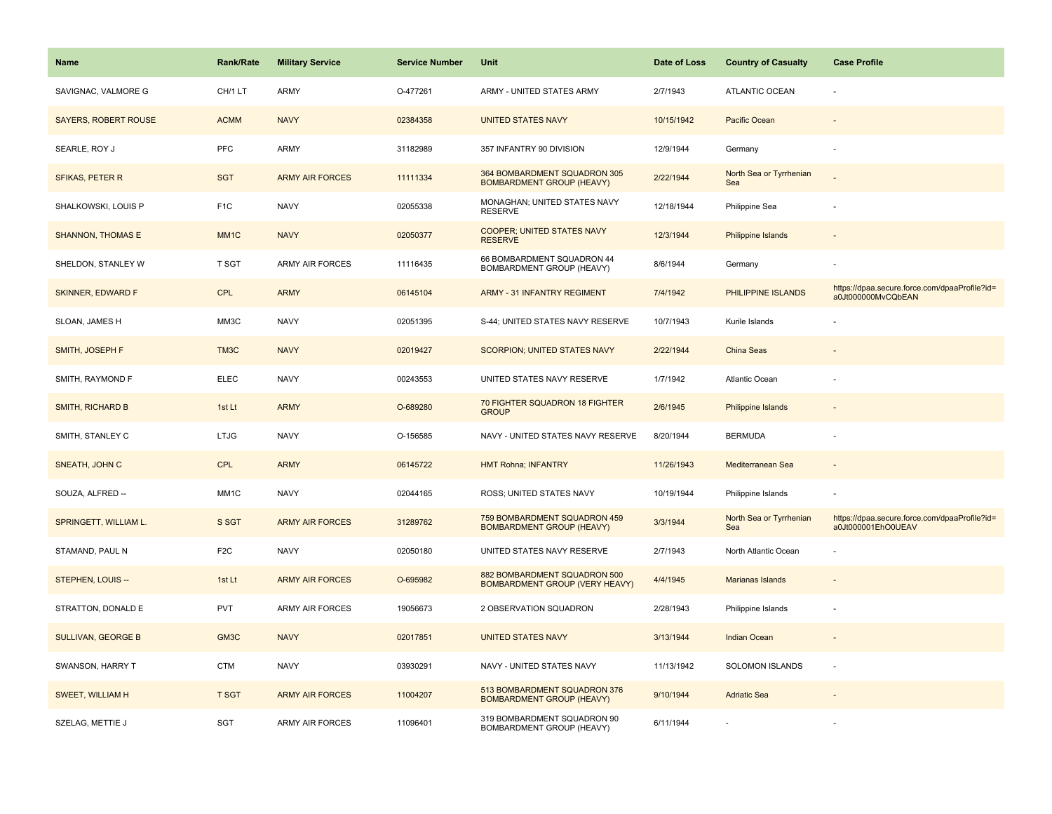| Name | Rank/Rate | Military Service | Service Number | Unit | Date of Loss | Country of Casualty | Case Profile |
| --- | --- | --- | --- | --- | --- | --- | --- |
| SAVIGNAC, VALMORE G | CH/1 LT | ARMY | O-477261 | ARMY - UNITED STATES ARMY | 2/7/1943 | ATLANTIC OCEAN | - |
| SAYERS, ROBERT ROUSE | ACMM | NAVY | 02384358 | UNITED STATES NAVY | 10/15/1942 | Pacific Ocean | - |
| SEARLE, ROY J | PFC | ARMY | 31182989 | 357 INFANTRY 90 DIVISION | 12/9/1944 | Germany | - |
| SFIKAS, PETER R | SGT | ARMY AIR FORCES | 11111334 | 364 BOMBARDMENT SQUADRON 305 BOMBARDMENT GROUP (HEAVY) | 2/22/1944 | North Sea or Tyrrhenian Sea | - |
| SHALKOWSKI, LOUIS P | F1C | NAVY | 02055338 | MONAGHAN; UNITED STATES NAVY RESERVE | 12/18/1944 | Philippine Sea | - |
| SHANNON, THOMAS E | MM1C | NAVY | 02050377 | COOPER; UNITED STATES NAVY RESERVE | 12/3/1944 | Philippine Islands | - |
| SHELDON, STANLEY W | T SGT | ARMY AIR FORCES | 11116435 | 66 BOMBARDMENT SQUADRON 44 BOMBARDMENT GROUP (HEAVY) | 8/6/1944 | Germany | - |
| SKINNER, EDWARD F | CPL | ARMY | 06145104 | ARMY - 31 INFANTRY REGIMENT | 7/4/1942 | PHILIPPINE ISLANDS | https://dpaa.secure.force.com/dpaaProfile?id=a0Jt000000MvCQbEAN |
| SLOAN, JAMES H | MM3C | NAVY | 02051395 | S-44; UNITED STATES NAVY RESERVE | 10/7/1943 | Kurile Islands | - |
| SMITH, JOSEPH F | TM3C | NAVY | 02019427 | SCORPION; UNITED STATES NAVY | 2/22/1944 | China Seas | - |
| SMITH, RAYMOND F | ELEC | NAVY | 00243553 | UNITED STATES NAVY RESERVE | 1/7/1942 | Atlantic Ocean | - |
| SMITH, RICHARD B | 1st Lt | ARMY | O-689280 | 70 FIGHTER SQUADRON 18 FIGHTER GROUP | 2/6/1945 | Philippine Islands | - |
| SMITH, STANLEY C | LTJG | NAVY | O-156585 | NAVY - UNITED STATES NAVY RESERVE | 8/20/1944 | BERMUDA | - |
| SNEATH, JOHN C | CPL | ARMY | 06145722 | HMT Rohna; INFANTRY | 11/26/1943 | Mediterranean Sea | - |
| SOUZA, ALFRED -- | MM1C | NAVY | 02044165 | ROSS; UNITED STATES NAVY | 10/19/1944 | Philippine Islands | - |
| SPRINGETT, WILLIAM L. | S SGT | ARMY AIR FORCES | 31289762 | 759 BOMBARDMENT SQUADRON 459 BOMBARDMENT GROUP (HEAVY) | 3/3/1944 | North Sea or Tyrrhenian Sea | https://dpaa.secure.force.com/dpaaProfile?id=a0Jt000001EhO0UEAV |
| STAMAND, PAUL N | F2C | NAVY | 02050180 | UNITED STATES NAVY RESERVE | 2/7/1943 | North Atlantic Ocean | - |
| STEPHEN, LOUIS -- | 1st Lt | ARMY AIR FORCES | O-695982 | 882 BOMBARDMENT SQUADRON 500 BOMBARDMENT GROUP (VERY HEAVY) | 4/4/1945 | Marianas Islands | - |
| STRATTON, DONALD E | PVT | ARMY AIR FORCES | 19056673 | 2 OBSERVATION SQUADRON | 2/28/1943 | Philippine Islands | - |
| SULLIVAN, GEORGE B | GM3C | NAVY | 02017851 | UNITED STATES NAVY | 3/13/1944 | Indian Ocean | - |
| SWANSON, HARRY T | CTM | NAVY | 03930291 | NAVY - UNITED STATES NAVY | 11/13/1942 | SOLOMON ISLANDS | - |
| SWEET, WILLIAM H | T SGT | ARMY AIR FORCES | 11004207 | 513 BOMBARDMENT SQUADRON 376 BOMBARDMENT GROUP (HEAVY) | 9/10/1944 | Adriatic Sea | - |
| SZELAG, METTIE J | SGT | ARMY AIR FORCES | 11096401 | 319 BOMBARDMENT SQUADRON 90 BOMBARDMENT GROUP (HEAVY) | 6/11/1944 | - | - |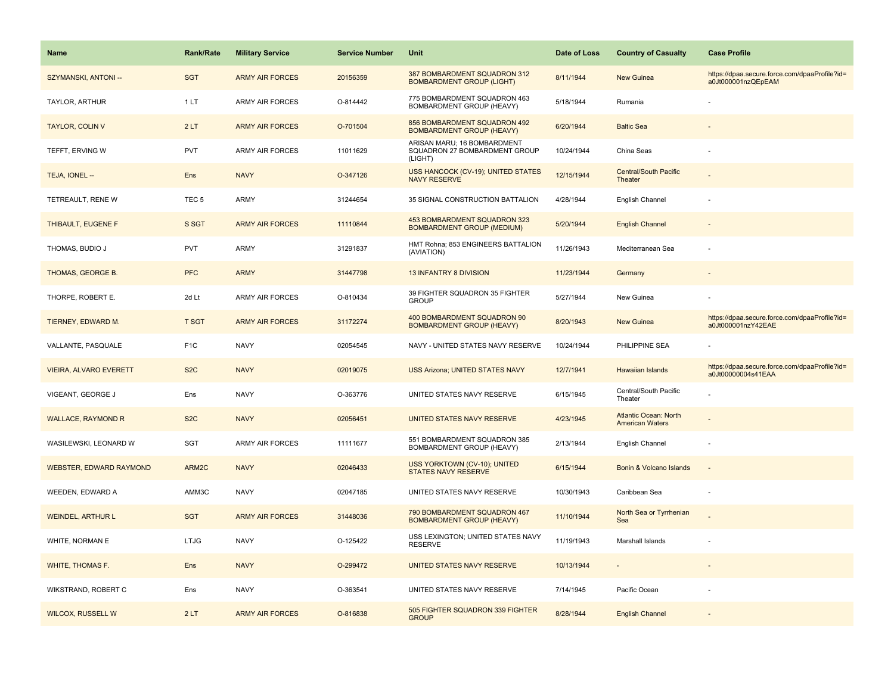| Name | Rank/Rate | Military Service | Service Number | Unit | Date of Loss | Country of Casualty | Case Profile |
|---|---|---|---|---|---|---|---|
| SZYMANSKI, ANTONI -- | SGT | ARMY AIR FORCES | 20156359 | 387 BOMBARDMENT SQUADRON 312 BOMBARDMENT GROUP (LIGHT) | 8/11/1944 | New Guinea | https://dpaa.secure.force.com/dpaaProfile?id=a0Jt000001nzQEpEAM |
| TAYLOR, ARTHUR | 1 LT | ARMY AIR FORCES | O-814442 | 775 BOMBARDMENT SQUADRON 463 BOMBARDMENT GROUP (HEAVY) | 5/18/1944 | Rumania | - |
| TAYLOR, COLIN V | 2 LT | ARMY AIR FORCES | O-701504 | 856 BOMBARDMENT SQUADRON 492 BOMBARDMENT GROUP (HEAVY) | 6/20/1944 | Baltic Sea | - |
| TEFFT, ERVING W | PVT | ARMY AIR FORCES | 11011629 | ARISAN MARU; 16 BOMBARDMENT SQUADRON 27 BOMBARDMENT GROUP (LIGHT) | 10/24/1944 | China Seas | - |
| TEJA, IONEL -- | Ens | NAVY | O-347126 | USS HANCOCK (CV-19); UNITED STATES NAVY RESERVE | 12/15/1944 | Central/South Pacific Theater | - |
| TETREAULT, RENE W | TEC 5 | ARMY | 31244654 | 35 SIGNAL CONSTRUCTION BATTALION | 4/28/1944 | English Channel | - |
| THIBAULT, EUGENE F | S SGT | ARMY AIR FORCES | 11110844 | 453 BOMBARDMENT SQUADRON 323 BOMBARDMENT GROUP (MEDIUM) | 5/20/1944 | English Channel | - |
| THOMAS, BUDIO J | PVT | ARMY | 31291837 | HMT Rohna; 853 ENGINEERS BATTALION (AVIATION) | 11/26/1943 | Mediterranean Sea | - |
| THOMAS, GEORGE B. | PFC | ARMY | 31447798 | 13 INFANTRY 8 DIVISION | 11/23/1944 | Germany | - |
| THORPE, ROBERT E. | 2d Lt | ARMY AIR FORCES | O-810434 | 39 FIGHTER SQUADRON 35 FIGHTER GROUP | 5/27/1944 | New Guinea | - |
| TIERNEY, EDWARD M. | T SGT | ARMY AIR FORCES | 31172274 | 400 BOMBARDMENT SQUADRON 90 BOMBARDMENT GROUP (HEAVY) | 8/20/1943 | New Guinea | https://dpaa.secure.force.com/dpaaProfile?id=a0Jt000001nzY42EAE |
| VALLANTE, PASQUALE | F1C | NAVY | 02054545 | NAVY - UNITED STATES NAVY RESERVE | 10/24/1944 | PHILIPPINE SEA | - |
| VIEIRA, ALVARO EVERETT | S2C | NAVY | 02019075 | USS Arizona; UNITED STATES NAVY | 12/7/1941 | Hawaiian Islands | https://dpaa.secure.force.com/dpaaProfile?id=a0Jt00000004s41EAA |
| VIGEANT, GEORGE J | Ens | NAVY | O-363776 | UNITED STATES NAVY RESERVE | 6/15/1945 | Central/South Pacific Theater | - |
| WALLACE, RAYMOND R | S2C | NAVY | 02056451 | UNITED STATES NAVY RESERVE | 4/23/1945 | Atlantic Ocean: North American Waters | - |
| WASILEWSKI, LEONARD W | SGT | ARMY AIR FORCES | 11111677 | 551 BOMBARDMENT SQUADRON 385 BOMBARDMENT GROUP (HEAVY) | 2/13/1944 | English Channel | - |
| WEBSTER, EDWARD RAYMOND | ARM2C | NAVY | 02046433 | USS YORKTOWN (CV-10); UNITED STATES NAVY RESERVE | 6/15/1944 | Bonin & Volcano Islands | - |
| WEEDEN, EDWARD A | AMM3C | NAVY | 02047185 | UNITED STATES NAVY RESERVE | 10/30/1943 | Caribbean Sea | - |
| WEINDEL, ARTHUR L | SGT | ARMY AIR FORCES | 31448036 | 790 BOMBARDMENT SQUADRON 467 BOMBARDMENT GROUP (HEAVY) | 11/10/1944 | North Sea or Tyrrhenian Sea | - |
| WHITE, NORMAN E | LTJG | NAVY | O-125422 | USS LEXINGTON; UNITED STATES NAVY RESERVE | 11/19/1943 | Marshall Islands | - |
| WHITE, THOMAS F. | Ens | NAVY | O-299472 | UNITED STATES NAVY RESERVE | 10/13/1944 | - | - |
| WIKSTRAND, ROBERT C | Ens | NAVY | O-363541 | UNITED STATES NAVY RESERVE | 7/14/1945 | Pacific Ocean | - |
| WILCOX, RUSSELL W | 2 LT | ARMY AIR FORCES | O-816838 | 505 FIGHTER SQUADRON 339 FIGHTER GROUP | 8/28/1944 | English Channel | - |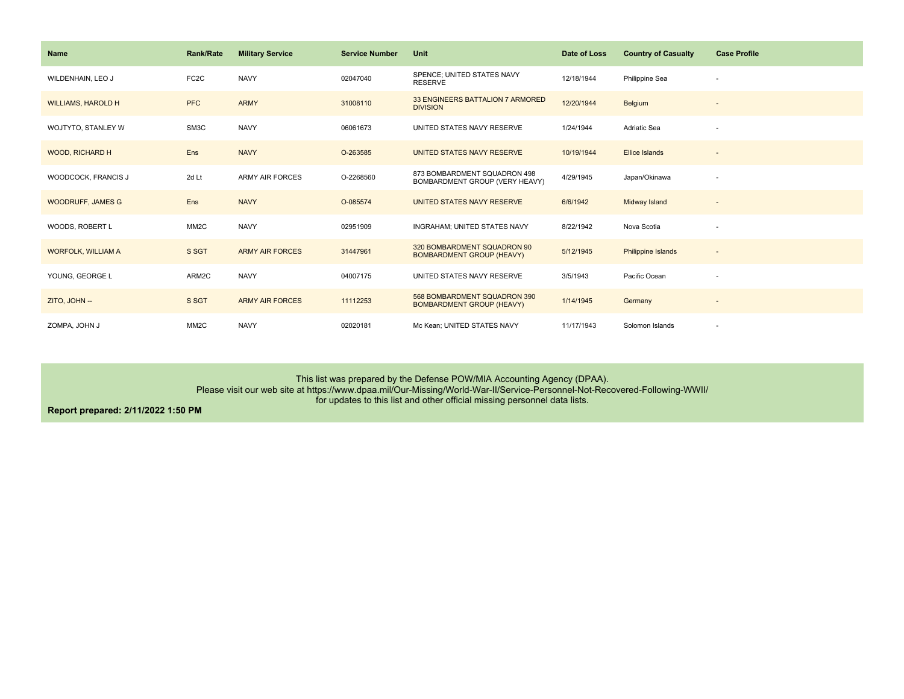| Name | Rank/Rate | Military Service | Service Number | Unit | Date of Loss | Country of Casualty | Case Profile |
|---|---|---|---|---|---|---|---|
| WILDENHAIN, LEO J | FC2C | NAVY | 02047040 | SPENCE; UNITED STATES NAVY RESERVE | 12/18/1944 | Philippine Sea | - |
| WILLIAMS, HAROLD H | PFC | ARMY | 31008110 | 33 ENGINEERS BATTALION 7 ARMORED DIVISION | 12/20/1944 | Belgium | - |
| WOJTYTO, STANLEY W | SM3C | NAVY | 06061673 | UNITED STATES NAVY RESERVE | 1/24/1944 | Adriatic Sea | - |
| WOOD, RICHARD H | Ens | NAVY | O-263585 | UNITED STATES NAVY RESERVE | 10/19/1944 | Ellice Islands | - |
| WOODCOCK, FRANCIS J | 2d Lt | ARMY AIR FORCES | O-2268560 | 873 BOMBARDMENT SQUADRON 498 BOMBARDMENT GROUP (VERY HEAVY) | 4/29/1945 | Japan/Okinawa | - |
| WOODRUFF, JAMES G | Ens | NAVY | O-085574 | UNITED STATES NAVY RESERVE | 6/6/1942 | Midway Island | - |
| WOODS, ROBERT L | MM2C | NAVY | 02951909 | INGRAHAM; UNITED STATES NAVY | 8/22/1942 | Nova Scotia | - |
| WORFOLK, WILLIAM A | S SGT | ARMY AIR FORCES | 31447961 | 320 BOMBARDMENT SQUADRON 90 BOMBARDMENT GROUP (HEAVY) | 5/12/1945 | Philippine Islands | - |
| YOUNG, GEORGE L | ARM2C | NAVY | 04007175 | UNITED STATES NAVY RESERVE | 3/5/1943 | Pacific Ocean | - |
| ZITO, JOHN -- | S SGT | ARMY AIR FORCES | 11112253 | 568 BOMBARDMENT SQUADRON 390 BOMBARDMENT GROUP (HEAVY) | 1/14/1945 | Germany | - |
| ZOMPA, JOHN J | MM2C | NAVY | 02020181 | Mc Kean; UNITED STATES NAVY | 11/17/1943 | Solomon Islands | - |

This list was prepared by the Defense POW/MIA Accounting Agency (DPAA).
Please visit our web site at https://www.dpaa.mil/Our-Missing/World-War-II/Service-Personnel-Not-Recovered-Following-WWII/
for updates to this list and other official missing personnel data lists.

**Report prepared: 2/11/2022 1:50 PM**